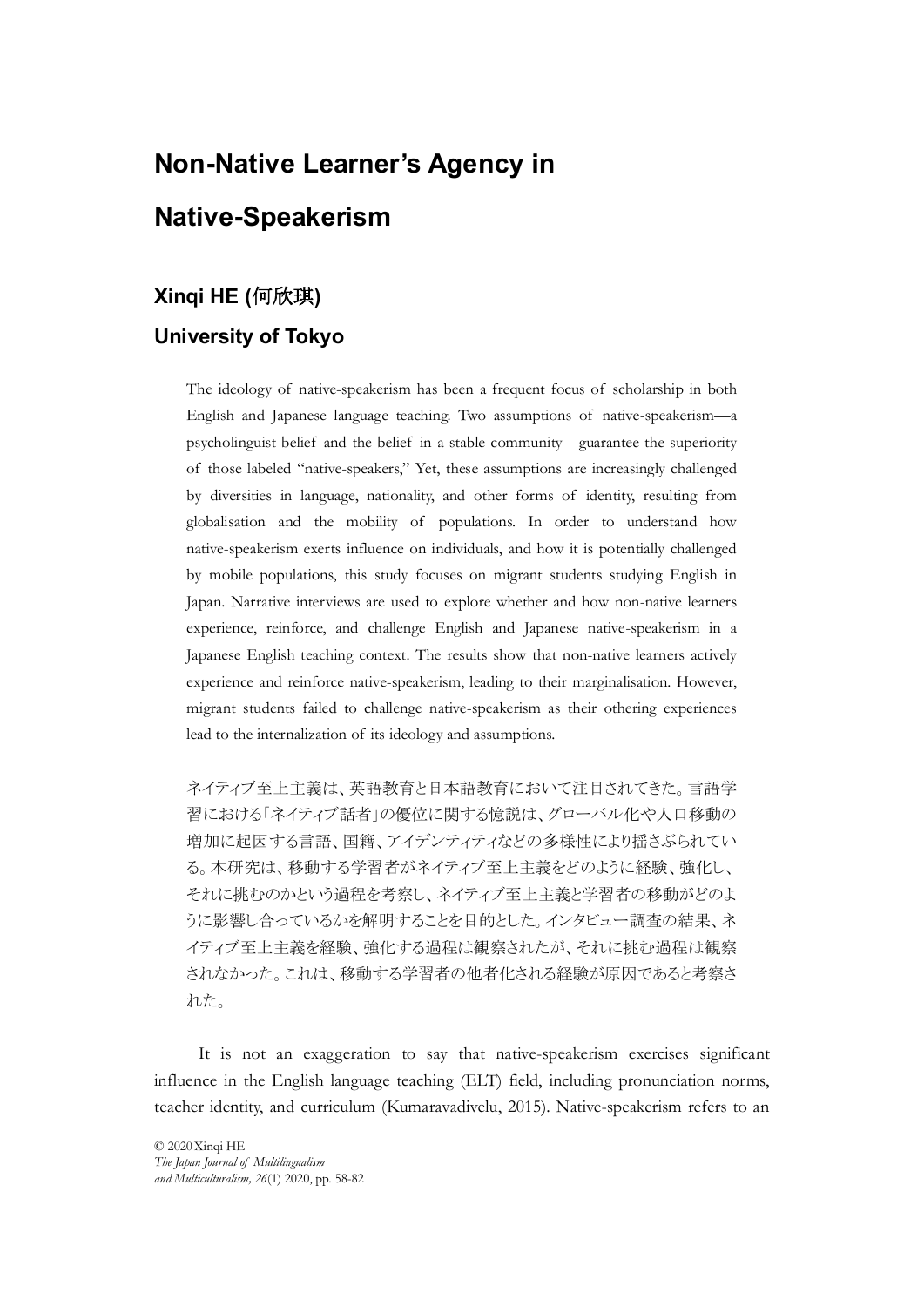# Non-Native Learner's Agency in Native-Speakerism

## Xinqi HE (何欣琪)

## University of Tokyo

The ideology of native-speakerism has been a frequent focus of scholarship in both English and Japanese language teaching. Two assumptions of native-speakerism—a psycholinguist belief and the belief in a stable community—guarantee the superiority of those labeled "native-speakers," Yet, these assumptions are increasingly challenged by diversities in language, nationality, and other forms of identity, resulting from globalisation and the mobility of populations. In order to understand how native-speakerism exerts influence on individuals, and how it is potentially challenged by mobile populations, this study focuses on migrant students studying English in Japan. Narrative interviews are used to explore whether and how non-native learners experience, reinforce, and challenge English and Japanese native-speakerism in a Japanese English teaching context. The results show that non-native learners actively experience and reinforce native-speakerism, leading to their marginalisation. However, migrant students failed to challenge native-speakerism as their othering experiences lead to the internalization of its ideology and assumptions.

ネイティブ至上主義は、英語教育と日本語教育において注目されてきた。言語学習における「ネイティブ話者」の優位に関する憶説は、グローバル化や人口移動の増加に起因する言語、国籍、アイデンティティなどの多様性により揺さぶられている。本研究は、移動する学習者がネイティブ至上主義をどのように経験、強化し、それに挑むのかという過程を考察し、ネイティブ至上主義と学習者の移動がどのように影響し合っているかを解明することを目的とした。インタビュー調査の結果、ネイティブ至上主義を経験、強化する過程は観察されたが、それに挑む過程は観察されなかった。これは、移動する学習者の他者化される経験が原因であると考察された。

It is not an exaggeration to say that native-speakerism exercises significant influence in the English language teaching (ELT) field, including pronunciation norms, teacher identity, and curriculum (Kumaravadivelu, 2015). Native-speakerism refers to an

© 2020 Xinqi HE
*The Japan Journal of Multilingualism and Multiculturalism, 26*(1) 2020, pp. 58-82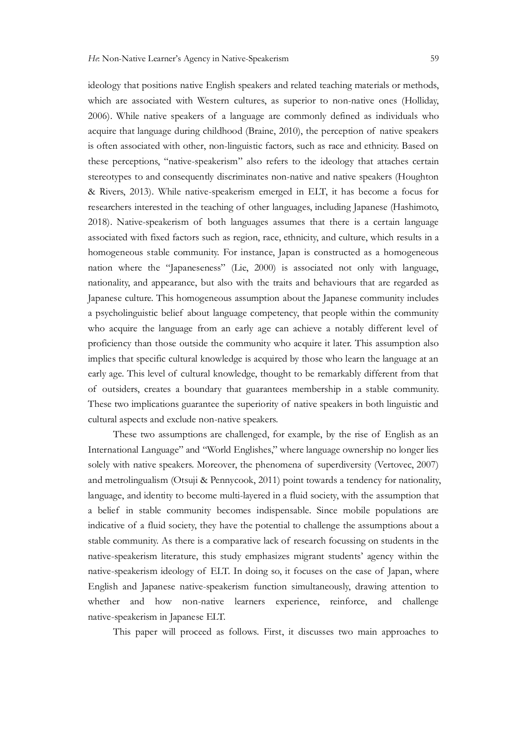ideology that positions native English speakers and related teaching materials or methods, which are associated with Western cultures, as superior to non-native ones (Holliday, 2006). While native speakers of a language are commonly defined as individuals who acquire that language during childhood (Braine, 2010), the perception of native speakers is often associated with other, non-linguistic factors, such as race and ethnicity. Based on these perceptions, "native-speakerism" also refers to the ideology that attaches certain stereotypes to and consequently discriminates non-native and native speakers (Houghton & Rivers, 2013). While native-speakerism emerged in ELT, it has become a focus for researchers interested in the teaching of other languages, including Japanese (Hashimoto, 2018). Native-speakerism of both languages assumes that there is a certain language associated with fixed factors such as region, race, ethnicity, and culture, which results in a homogeneous stable community. For instance, Japan is constructed as a homogeneous nation where the "Japaneseness" (Lie, 2000) is associated not only with language, nationality, and appearance, but also with the traits and behaviours that are regarded as Japanese culture. This homogeneous assumption about the Japanese community includes a psycholinguistic belief about language competency, that people within the community who acquire the language from an early age can achieve a notably different level of proficiency than those outside the community who acquire it later. This assumption also implies that specific cultural knowledge is acquired by those who learn the language at an early age. This level of cultural knowledge, thought to be remarkably different from that of outsiders, creates a boundary that guarantees membership in a stable community. These two implications guarantee the superiority of native speakers in both linguistic and cultural aspects and exclude non-native speakers.

These two assumptions are challenged, for example, by the rise of English as an International Language" and "World Englishes," where language ownership no longer lies solely with native speakers. Moreover, the phenomena of superdiversity (Vertovec, 2007) and metrolingualism (Otsuji & Pennycook, 2011) point towards a tendency for nationality, language, and identity to become multi-layered in a fluid society, with the assumption that a belief in stable community becomes indispensable. Since mobile populations are indicative of a fluid society, they have the potential to challenge the assumptions about a stable community. As there is a comparative lack of research focussing on students in the native-speakerism literature, this study emphasizes migrant students' agency within the native-speakerism ideology of ELT. In doing so, it focuses on the case of Japan, where English and Japanese native-speakerism function simultaneously, drawing attention to whether and how non-native learners experience, reinforce, and challenge native-speakerism in Japanese ELT.

This paper will proceed as follows. First, it discusses two main approaches to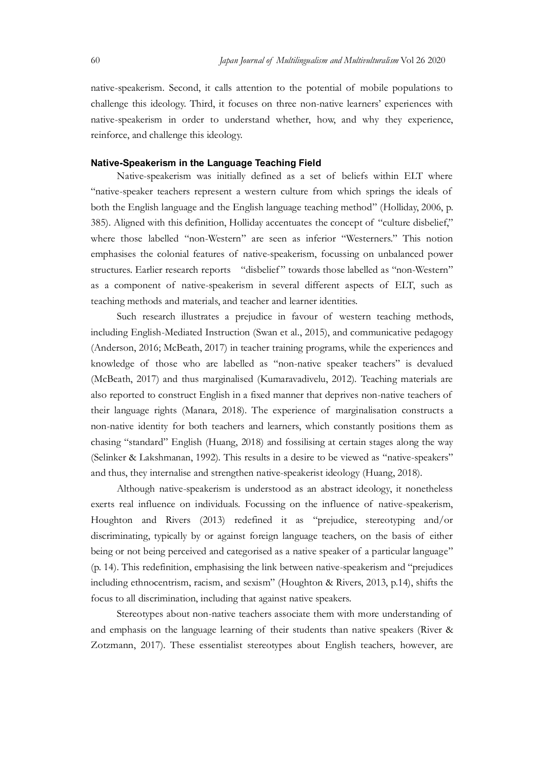native-speakerism. Second, it calls attention to the potential of mobile populations to challenge this ideology. Third, it focuses on three non-native learners' experiences with native-speakerism in order to understand whether, how, and why they experience, reinforce, and challenge this ideology.

### Native-Speakerism in the Language Teaching Field

Native-speakerism was initially defined as a set of beliefs within ELT where "native-speaker teachers represent a western culture from which springs the ideals of both the English language and the English language teaching method" (Holliday, 2006, p. 385). Aligned with this definition, Holliday accentuates the concept of "culture disbelief," where those labelled "non-Western" are seen as inferior "Westerners." This notion emphasises the colonial features of native-speakerism, focussing on unbalanced power structures. Earlier research reports "disbelief" towards those labelled as "non-Western" as a component of native-speakerism in several different aspects of ELT, such as teaching methods and materials, and teacher and learner identities.

Such research illustrates a prejudice in favour of western teaching methods, including English-Mediated Instruction (Swan et al., 2015), and communicative pedagogy (Anderson, 2016; McBeath, 2017) in teacher training programs, while the experiences and knowledge of those who are labelled as "non-native speaker teachers" is devalued (McBeath, 2017) and thus marginalised (Kumaravadivelu, 2012). Teaching materials are also reported to construct English in a fixed manner that deprives non-native teachers of their language rights (Manara, 2018). The experience of marginalisation constructs a non-native identity for both teachers and learners, which constantly positions them as chasing "standard" English (Huang, 2018) and fossilising at certain stages along the way (Selinker & Lakshmanan, 1992). This results in a desire to be viewed as "native-speakers" and thus, they internalise and strengthen native-speakerist ideology (Huang, 2018).

Although native-speakerism is understood as an abstract ideology, it nonetheless exerts real influence on individuals. Focussing on the influence of native-speakerism, Houghton and Rivers (2013) redefined it as "prejudice, stereotyping and/or discriminating, typically by or against foreign language teachers, on the basis of either being or not being perceived and categorised as a native speaker of a particular language" (p. 14). This redefinition, emphasising the link between native-speakerism and "prejudices including ethnocentrism, racism, and sexism" (Houghton & Rivers, 2013, p.14), shifts the focus to all discrimination, including that against native speakers.

Stereotypes about non-native teachers associate them with more understanding of and emphasis on the language learning of their students than native speakers (River & Zotzmann, 2017). These essentialist stereotypes about English teachers, however, are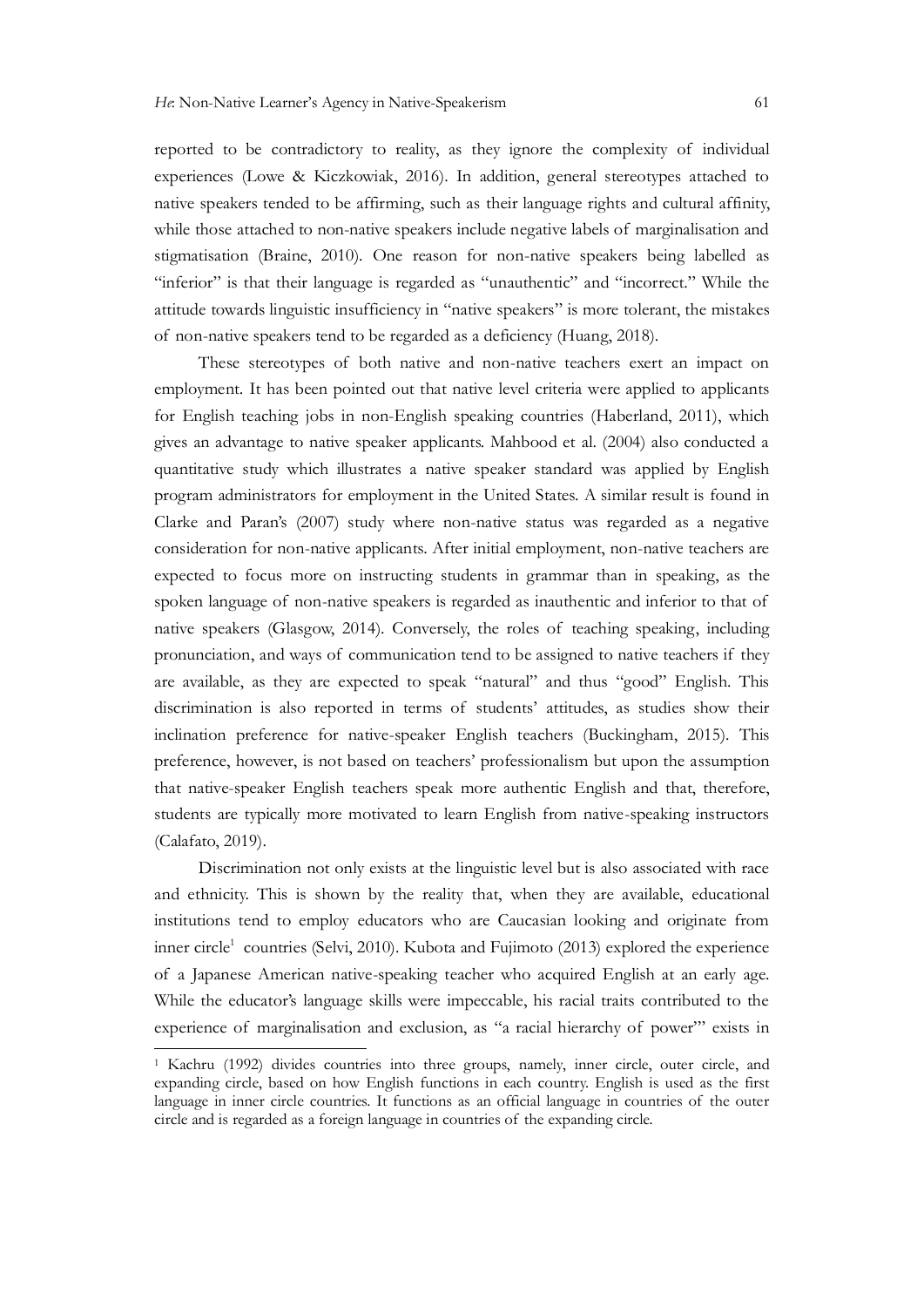reported to be contradictory to reality, as they ignore the complexity of individual experiences (Lowe & Kiczkowiak, 2016). In addition, general stereotypes attached to native speakers tended to be affirming, such as their language rights and cultural affinity, while those attached to non-native speakers include negative labels of marginalisation and stigmatisation (Braine, 2010). One reason for non-native speakers being labelled as "inferior" is that their language is regarded as "unauthentic" and "incorrect." While the attitude towards linguistic insufficiency in "native speakers" is more tolerant, the mistakes of non-native speakers tend to be regarded as a deficiency (Huang, 2018).

These stereotypes of both native and non-native teachers exert an impact on employment. It has been pointed out that native level criteria were applied to applicants for English teaching jobs in non-English speaking countries (Haberland, 2011), which gives an advantage to native speaker applicants. Mahbood et al. (2004) also conducted a quantitative study which illustrates a native speaker standard was applied by English program administrators for employment in the United States. A similar result is found in Clarke and Paran's (2007) study where non-native status was regarded as a negative consideration for non-native applicants. After initial employment, non-native teachers are expected to focus more on instructing students in grammar than in speaking, as the spoken language of non-native speakers is regarded as inauthentic and inferior to that of native speakers (Glasgow, 2014). Conversely, the roles of teaching speaking, including pronunciation, and ways of communication tend to be assigned to native teachers if they are available, as they are expected to speak "natural" and thus "good" English. This discrimination is also reported in terms of students' attitudes, as studies show their inclination preference for native-speaker English teachers (Buckingham, 2015). This preference, however, is not based on teachers' professionalism but upon the assumption that native-speaker English teachers speak more authentic English and that, therefore, students are typically more motivated to learn English from native-speaking instructors (Calafato, 2019).

Discrimination not only exists at the linguistic level but is also associated with race and ethnicity. This is shown by the reality that, when they are available, educational institutions tend to employ educators who are Caucasian looking and originate from inner circle[1] countries (Selvi, 2010). Kubota and Fujimoto (2013) explored the experience of a Japanese American native-speaking teacher who acquired English at an early age. While the educator's language skills were impeccable, his racial traits contributed to the experience of marginalisation and exclusion, as "a racial hierarchy of power'" exists in

[1] Kachru (1992) divides countries into three groups, namely, inner circle, outer circle, and expanding circle, based on how English functions in each country. English is used as the first language in inner circle countries. It functions as an official language in countries of the outer circle and is regarded as a foreign language in countries of the expanding circle.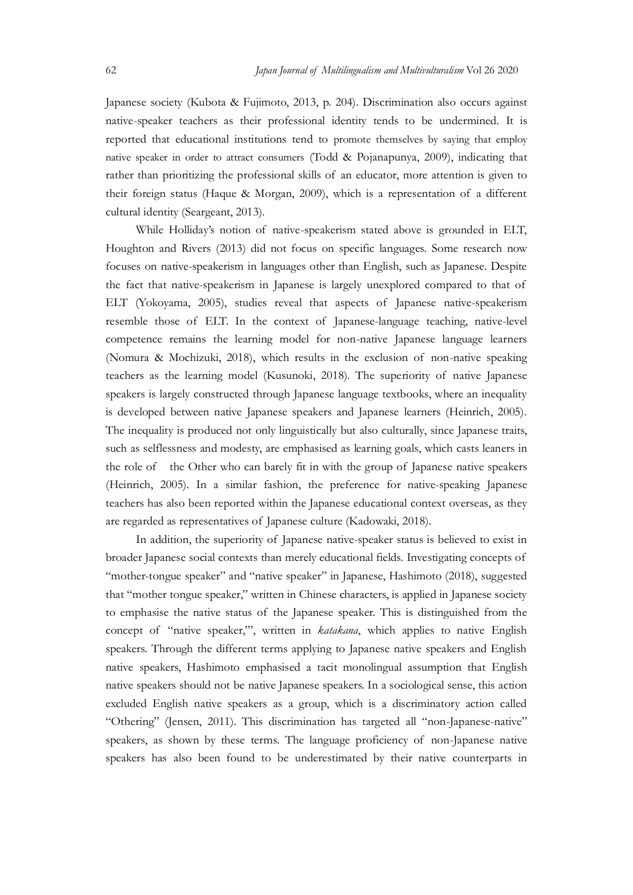Japanese society (Kubota & Fujimoto, 2013, p. 204). Discrimination also occurs against native-speaker teachers as their professional identity tends to be undermined. It is reported that educational institutions tend to promote themselves by saying that employ native speaker in order to attract consumers (Todd & Pojanapunya, 2009), indicating that rather than prioritizing the professional skills of an educator, more attention is given to their foreign status (Haque & Morgan, 2009), which is a representation of a different cultural identity (Seargeant, 2013).

While Holliday's notion of native-speakerism stated above is grounded in ELT, Houghton and Rivers (2013) did not focus on specific languages. Some research now focuses on native-speakerism in languages other than English, such as Japanese. Despite the fact that native-speakerism in Japanese is largely unexplored compared to that of ELT (Yokoyama, 2005), studies reveal that aspects of Japanese native-speakerism resemble those of ELT. In the context of Japanese-language teaching, native-level competence remains the learning model for non-native Japanese language learners (Nomura & Mochizuki, 2018), which results in the exclusion of non-native speaking teachers as the learning model (Kusunoki, 2018). The superiority of native Japanese speakers is largely constructed through Japanese language textbooks, where an inequality is developed between native Japanese speakers and Japanese learners (Heinrich, 2005). The inequality is produced not only linguistically but also culturally, since Japanese traits, such as selflessness and modesty, are emphasised as learning goals, which casts leaners in the role of the Other who can barely fit in with the group of Japanese native speakers (Heinrich, 2005). In a similar fashion, the preference for native-speaking Japanese teachers has also been reported within the Japanese educational context overseas, as they are regarded as representatives of Japanese culture (Kadowaki, 2018).

In addition, the superiority of Japanese native-speaker status is believed to exist in broader Japanese social contexts than merely educational fields. Investigating concepts of "mother-tongue speaker" and "native speaker" in Japanese, Hashimoto (2018), suggested that "mother tongue speaker," written in Chinese characters, is applied in Japanese society to emphasise the native status of the Japanese speaker. This is distinguished from the concept of "native speaker,'", written in *katakana*, which applies to native English speakers. Through the different terms applying to Japanese native speakers and English native speakers, Hashimoto emphasised a tacit monolingual assumption that English native speakers should not be native Japanese speakers. In a sociological sense, this action excluded English native speakers as a group, which is a discriminatory action called "Othering" (Jensen, 2011). This discrimination has targeted all "non-Japanese-native" speakers, as shown by these terms. The language proficiency of non-Japanese native speakers has also been found to be underestimated by their native counterparts in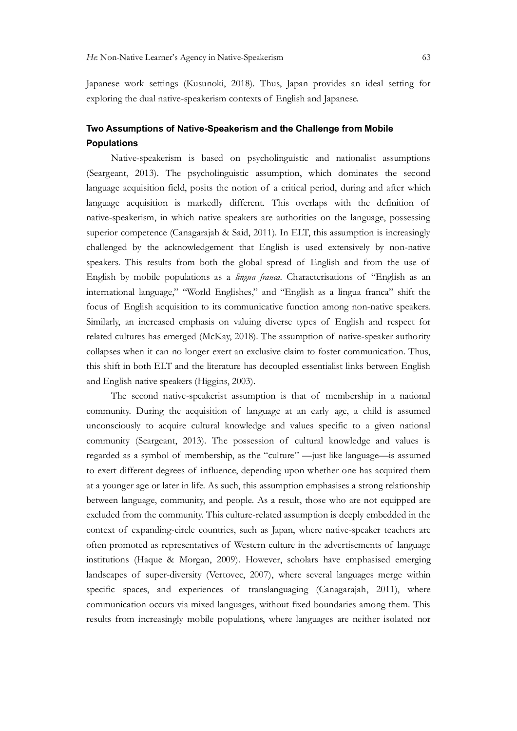Japanese work settings (Kusunoki, 2018). Thus, Japan provides an ideal setting for exploring the dual native-speakerism contexts of English and Japanese.

## Two Assumptions of Native-Speakerism and the Challenge from Mobile Populations

Native-speakerism is based on psycholinguistic and nationalist assumptions (Seargeant, 2013). The psycholinguistic assumption, which dominates the second language acquisition field, posits the notion of a critical period, during and after which language acquisition is markedly different. This overlaps with the definition of native-speakerism, in which native speakers are authorities on the language, possessing superior competence (Canagarajah & Said, 2011). In ELT, this assumption is increasingly challenged by the acknowledgement that English is used extensively by non-native speakers. This results from both the global spread of English and from the use of English by mobile populations as a *lingua franca*. Characterisations of "English as an international language," "World Englishes," and "English as a lingua franca" shift the focus of English acquisition to its communicative function among non-native speakers. Similarly, an increased emphasis on valuing diverse types of English and respect for related cultures has emerged (McKay, 2018). The assumption of native-speaker authority collapses when it can no longer exert an exclusive claim to foster communication. Thus, this shift in both ELT and the literature has decoupled essentialist links between English and English native speakers (Higgins, 2003).

The second native-speakerist assumption is that of membership in a national community. During the acquisition of language at an early age, a child is assumed unconsciously to acquire cultural knowledge and values specific to a given national community (Seargeant, 2013). The possession of cultural knowledge and values is regarded as a symbol of membership, as the "culture" —just like language—is assumed to exert different degrees of influence, depending upon whether one has acquired them at a younger age or later in life. As such, this assumption emphasises a strong relationship between language, community, and people. As a result, those who are not equipped are excluded from the community. This culture-related assumption is deeply embedded in the context of expanding-circle countries, such as Japan, where native-speaker teachers are often promoted as representatives of Western culture in the advertisements of language institutions (Haque & Morgan, 2009). However, scholars have emphasised emerging landscapes of super-diversity (Vertovec, 2007), where several languages merge within specific spaces, and experiences of translanguaging (Canagarajah, 2011), where communication occurs via mixed languages, without fixed boundaries among them. This results from increasingly mobile populations, where languages are neither isolated nor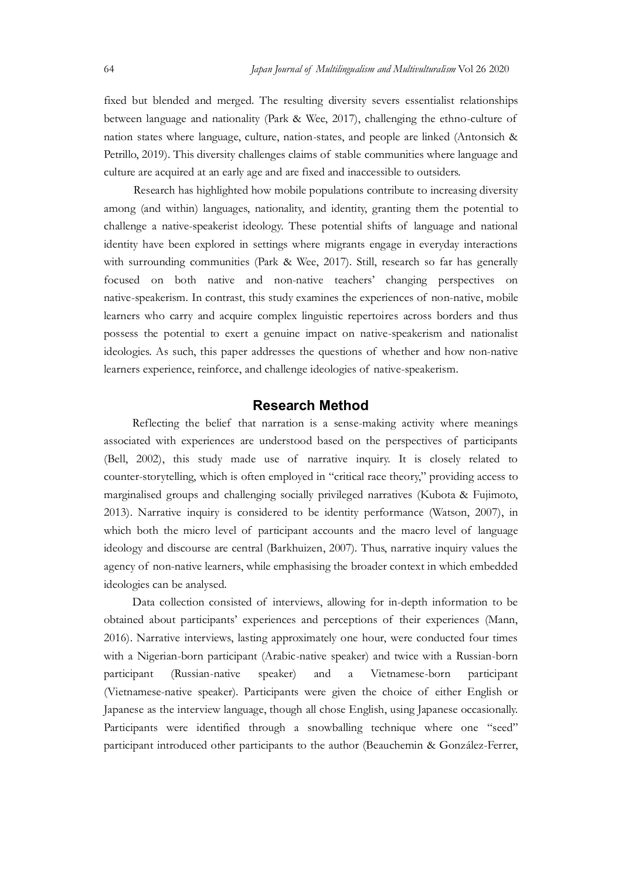fixed but blended and merged. The resulting diversity severs essentialist relationships between language and nationality (Park & Wee, 2017), challenging the ethno-culture of nation states where language, culture, nation-states, and people are linked (Antonsich & Petrillo, 2019). This diversity challenges claims of stable communities where language and culture are acquired at an early age and are fixed and inaccessible to outsiders.

Research has highlighted how mobile populations contribute to increasing diversity among (and within) languages, nationality, and identity, granting them the potential to challenge a native-speakerist ideology. These potential shifts of language and national identity have been explored in settings where migrants engage in everyday interactions with surrounding communities (Park & Wee, 2017). Still, research so far has generally focused on both native and non-native teachers' changing perspectives on native-speakerism. In contrast, this study examines the experiences of non-native, mobile learners who carry and acquire complex linguistic repertoires across borders and thus possess the potential to exert a genuine impact on native-speakerism and nationalist ideologies. As such, this paper addresses the questions of whether and how non-native learners experience, reinforce, and challenge ideologies of native-speakerism.

## Research Method

Reflecting the belief that narration is a sense-making activity where meanings associated with experiences are understood based on the perspectives of participants (Bell, 2002), this study made use of narrative inquiry. It is closely related to counter-storytelling, which is often employed in "critical race theory," providing access to marginalised groups and challenging socially privileged narratives (Kubota & Fujimoto, 2013). Narrative inquiry is considered to be identity performance (Watson, 2007), in which both the micro level of participant accounts and the macro level of language ideology and discourse are central (Barkhuizen, 2007). Thus, narrative inquiry values the agency of non-native learners, while emphasising the broader context in which embedded ideologies can be analysed.

Data collection consisted of interviews, allowing for in-depth information to be obtained about participants' experiences and perceptions of their experiences (Mann, 2016). Narrative interviews, lasting approximately one hour, were conducted four times with a Nigerian-born participant (Arabic-native speaker) and twice with a Russian-born participant (Russian-native speaker) and a Vietnamese-born participant (Vietnamese-native speaker). Participants were given the choice of either English or Japanese as the interview language, though all chose English, using Japanese occasionally. Participants were identified through a snowballing technique where one "seed" participant introduced other participants to the author (Beauchemin & González-Ferrer,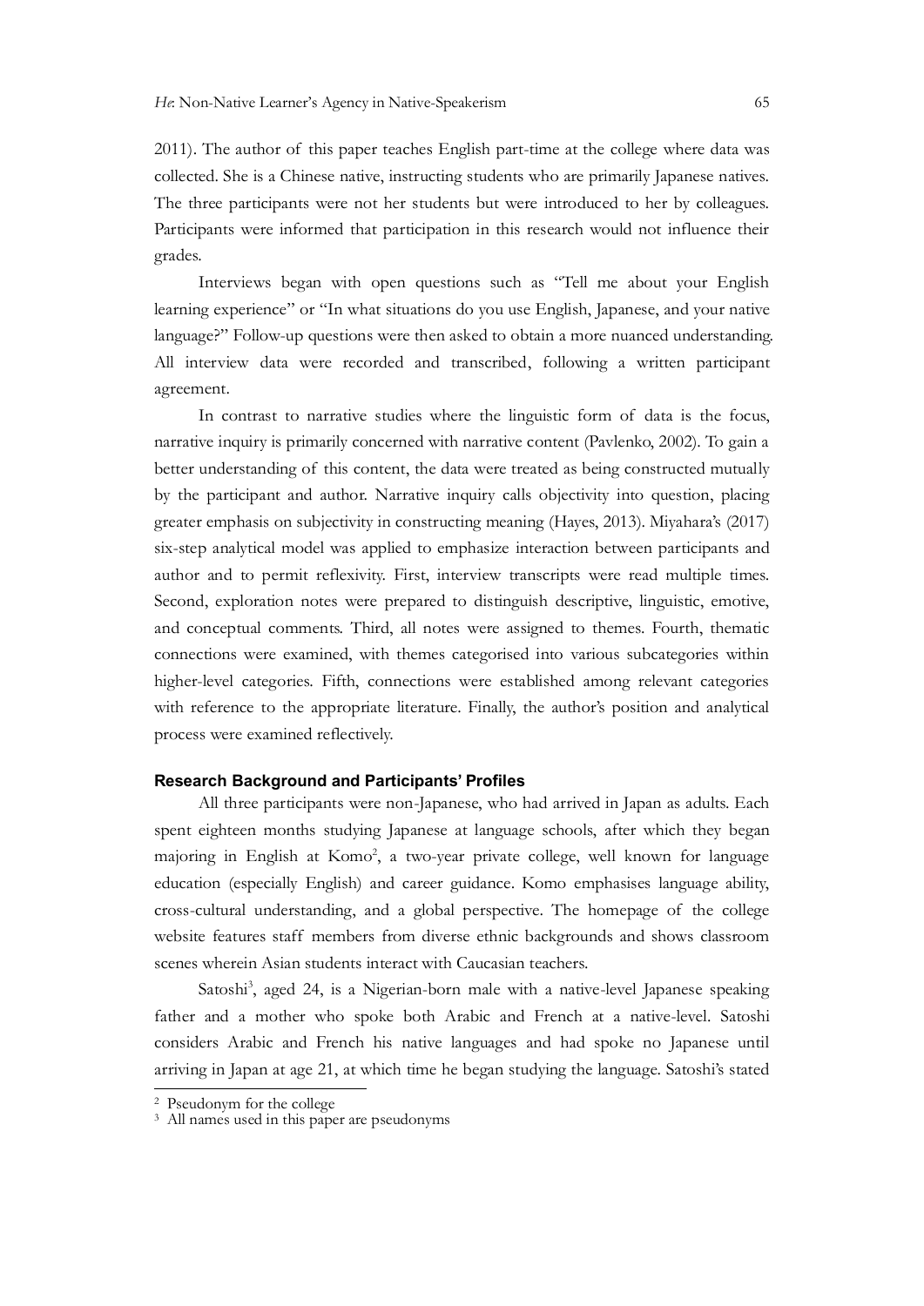2011). The author of this paper teaches English part-time at the college where data was collected. She is a Chinese native, instructing students who are primarily Japanese natives. The three participants were not her students but were introduced to her by colleagues. Participants were informed that participation in this research would not influence their grades.

Interviews began with open questions such as "Tell me about your English learning experience" or "In what situations do you use English, Japanese, and your native language?" Follow-up questions were then asked to obtain a more nuanced understanding. All interview data were recorded and transcribed, following a written participant agreement.

In contrast to narrative studies where the linguistic form of data is the focus, narrative inquiry is primarily concerned with narrative content (Pavlenko, 2002). To gain a better understanding of this content, the data were treated as being constructed mutually by the participant and author. Narrative inquiry calls objectivity into question, placing greater emphasis on subjectivity in constructing meaning (Hayes, 2013). Miyahara's (2017) six-step analytical model was applied to emphasize interaction between participants and author and to permit reflexivity. First, interview transcripts were read multiple times. Second, exploration notes were prepared to distinguish descriptive, linguistic, emotive, and conceptual comments. Third, all notes were assigned to themes. Fourth, thematic connections were examined, with themes categorised into various subcategories within higher-level categories. Fifth, connections were established among relevant categories with reference to the appropriate literature. Finally, the author's position and analytical process were examined reflectively.

### Research Background and Participants' Profiles

All three participants were non-Japanese, who had arrived in Japan as adults. Each spent eighteen months studying Japanese at language schools, after which they began majoring in English at Komo[2], a two-year private college, well known for language education (especially English) and career guidance. Komo emphasises language ability, cross-cultural understanding, and a global perspective. The homepage of the college website features staff members from diverse ethnic backgrounds and shows classroom scenes wherein Asian students interact with Caucasian teachers.

Satoshi[3], aged 24, is a Nigerian-born male with a native-level Japanese speaking father and a mother who spoke both Arabic and French at a native-level. Satoshi considers Arabic and French his native languages and had spoke no Japanese until arriving in Japan at age 21, at which time he began studying the language. Satoshi's stated

---

[2] Pseudonym for the college

[3] All names used in this paper are pseudonyms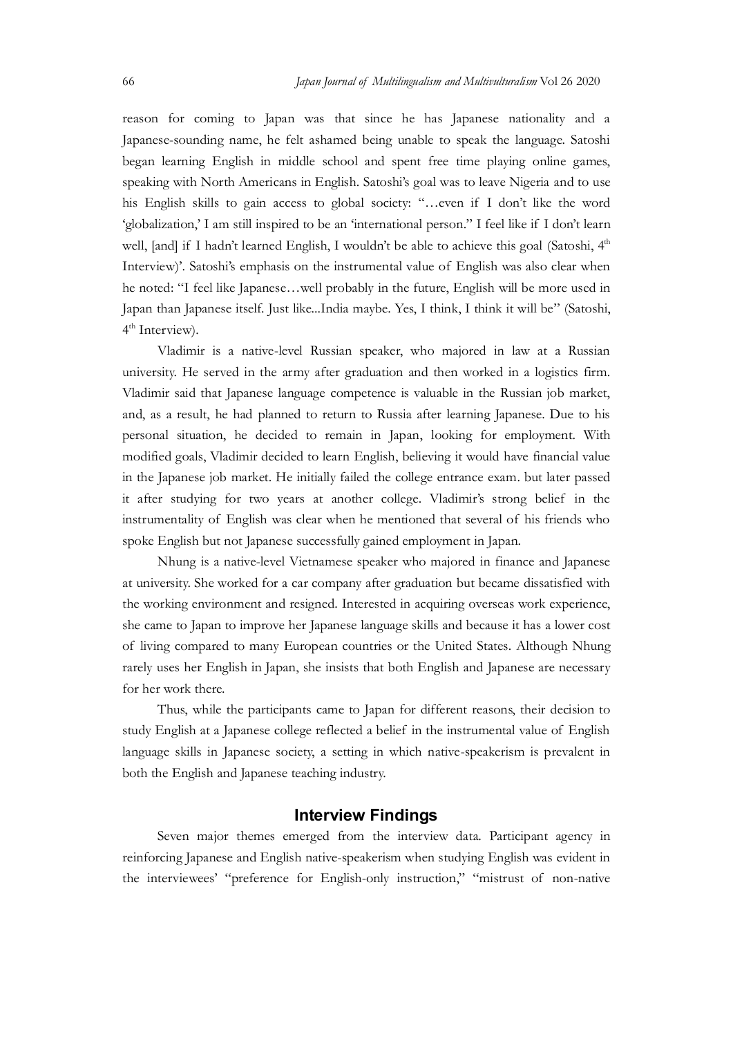reason for coming to Japan was that since he has Japanese nationality and a Japanese-sounding name, he felt ashamed being unable to speak the language. Satoshi began learning English in middle school and spent free time playing online games, speaking with North Americans in English. Satoshi's goal was to leave Nigeria and to use his English skills to gain access to global society: "…even if I don't like the word 'globalization,' I am still inspired to be an 'international person." I feel like if I don't learn well, [and] if I hadn't learned English, I wouldn't be able to achieve this goal (Satoshi, 4th Interview)'. Satoshi's emphasis on the instrumental value of English was also clear when he noted: "I feel like Japanese…well probably in the future, English will be more used in Japan than Japanese itself. Just like...India maybe. Yes, I think, I think it will be" (Satoshi, 4th Interview).

Vladimir is a native-level Russian speaker, who majored in law at a Russian university. He served in the army after graduation and then worked in a logistics firm. Vladimir said that Japanese language competence is valuable in the Russian job market, and, as a result, he had planned to return to Russia after learning Japanese. Due to his personal situation, he decided to remain in Japan, looking for employment. With modified goals, Vladimir decided to learn English, believing it would have financial value in the Japanese job market. He initially failed the college entrance exam. but later passed it after studying for two years at another college. Vladimir's strong belief in the instrumentality of English was clear when he mentioned that several of his friends who spoke English but not Japanese successfully gained employment in Japan.

Nhung is a native-level Vietnamese speaker who majored in finance and Japanese at university. She worked for a car company after graduation but became dissatisfied with the working environment and resigned. Interested in acquiring overseas work experience, she came to Japan to improve her Japanese language skills and because it has a lower cost of living compared to many European countries or the United States. Although Nhung rarely uses her English in Japan, she insists that both English and Japanese are necessary for her work there.

Thus, while the participants came to Japan for different reasons, their decision to study English at a Japanese college reflected a belief in the instrumental value of English language skills in Japanese society, a setting in which native-speakerism is prevalent in both the English and Japanese teaching industry.

## Interview Findings

Seven major themes emerged from the interview data. Participant agency in reinforcing Japanese and English native-speakerism when studying English was evident in the interviewees' "preference for English-only instruction," "mistrust of non-native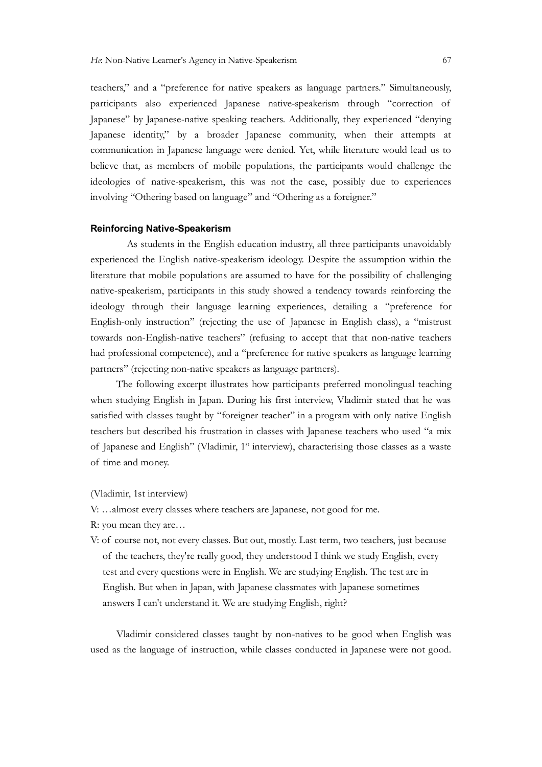teachers," and a "preference for native speakers as language partners." Simultaneously, participants also experienced Japanese native-speakerism through "correction of Japanese" by Japanese-native speaking teachers. Additionally, they experienced "denying Japanese identity," by a broader Japanese community, when their attempts at communication in Japanese language were denied. Yet, while literature would lead us to believe that, as members of mobile populations, the participants would challenge the ideologies of native-speakerism, this was not the case, possibly due to experiences involving "Othering based on language" and "Othering as a foreigner."

### Reinforcing Native-Speakerism

As students in the English education industry, all three participants unavoidably experienced the English native-speakerism ideology. Despite the assumption within the literature that mobile populations are assumed to have for the possibility of challenging native-speakerism, participants in this study showed a tendency towards reinforcing the ideology through their language learning experiences, detailing a "preference for English-only instruction" (rejecting the use of Japanese in English class), a "mistrust towards non-English-native teachers" (refusing to accept that that non-native teachers had professional competence), and a "preference for native speakers as language learning partners" (rejecting non-native speakers as language partners).

The following excerpt illustrates how participants preferred monolingual teaching when studying English in Japan. During his first interview, Vladimir stated that he was satisfied with classes taught by "foreigner teacher" in a program with only native English teachers but described his frustration in classes with Japanese teachers who used "a mix of Japanese and English" (Vladimir, 1st interview), characterising those classes as a waste of time and money.

(Vladimir, 1st interview)

V: …almost every classes where teachers are Japanese, not good for me.

R: you mean they are…

V: of course not, not every classes. But out, mostly. Last term, two teachers, just because of the teachers, they're really good, they understood I think we study English, every test and every questions were in English. We are studying English. The test are in English. But when in Japan, with Japanese classmates with Japanese sometimes answers I can't understand it. We are studying English, right?

Vladimir considered classes taught by non-natives to be good when English was used as the language of instruction, while classes conducted in Japanese were not good.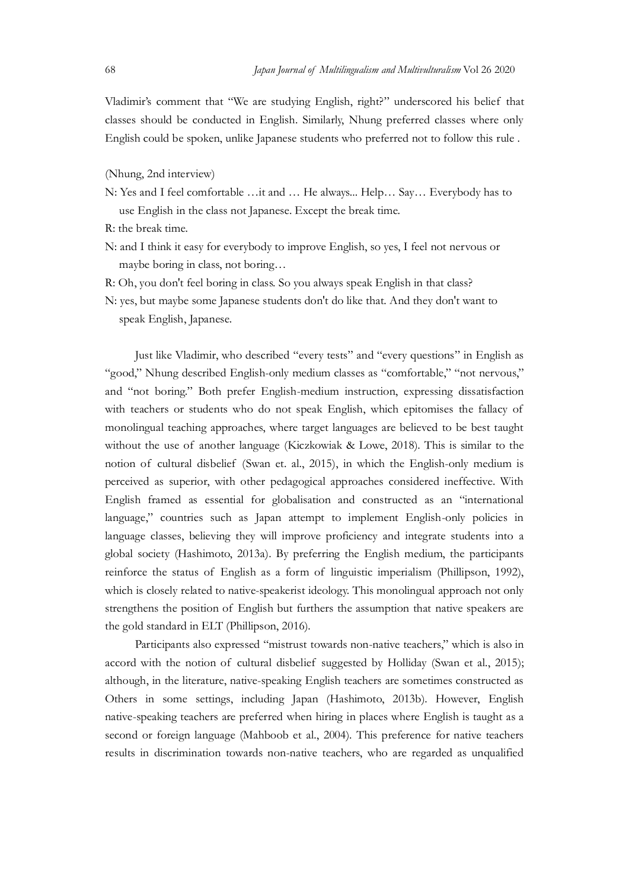Vladimir's comment that "We are studying English, right?" underscored his belief that classes should be conducted in English. Similarly, Nhung preferred classes where only English could be spoken, unlike Japanese students who preferred not to follow this rule .

(Nhung, 2nd interview)

N: Yes and I feel comfortable …it and … He always... Help… Say… Everybody has to use English in the class not Japanese. Except the break time.

R: the break time.

N: and I think it easy for everybody to improve English, so yes, I feel not nervous or maybe boring in class, not boring…

R: Oh, you don't feel boring in class. So you always speak English in that class?

N: yes, but maybe some Japanese students don't do like that. And they don't want to speak English, Japanese.

Just like Vladimir, who described "every tests" and "every questions" in English as "good," Nhung described English-only medium classes as "comfortable," "not nervous," and "not boring." Both prefer English-medium instruction, expressing dissatisfaction with teachers or students who do not speak English, which epitomises the fallacy of monolingual teaching approaches, where target languages are believed to be best taught without the use of another language (Kiczkowiak & Lowe, 2018). This is similar to the notion of cultural disbelief (Swan et. al., 2015), in which the English-only medium is perceived as superior, with other pedagogical approaches considered ineffective. With English framed as essential for globalisation and constructed as an "international language," countries such as Japan attempt to implement English-only policies in language classes, believing they will improve proficiency and integrate students into a global society (Hashimoto, 2013a). By preferring the English medium, the participants reinforce the status of English as a form of linguistic imperialism (Phillipson, 1992), which is closely related to native-speakerist ideology. This monolingual approach not only strengthens the position of English but furthers the assumption that native speakers are the gold standard in ELT (Phillipson, 2016).

Participants also expressed "mistrust towards non-native teachers," which is also in accord with the notion of cultural disbelief suggested by Holliday (Swan et al., 2015); although, in the literature, native-speaking English teachers are sometimes constructed as Others in some settings, including Japan (Hashimoto, 2013b). However, English native-speaking teachers are preferred when hiring in places where English is taught as a second or foreign language (Mahboob et al., 2004). This preference for native teachers results in discrimination towards non-native teachers, who are regarded as unqualified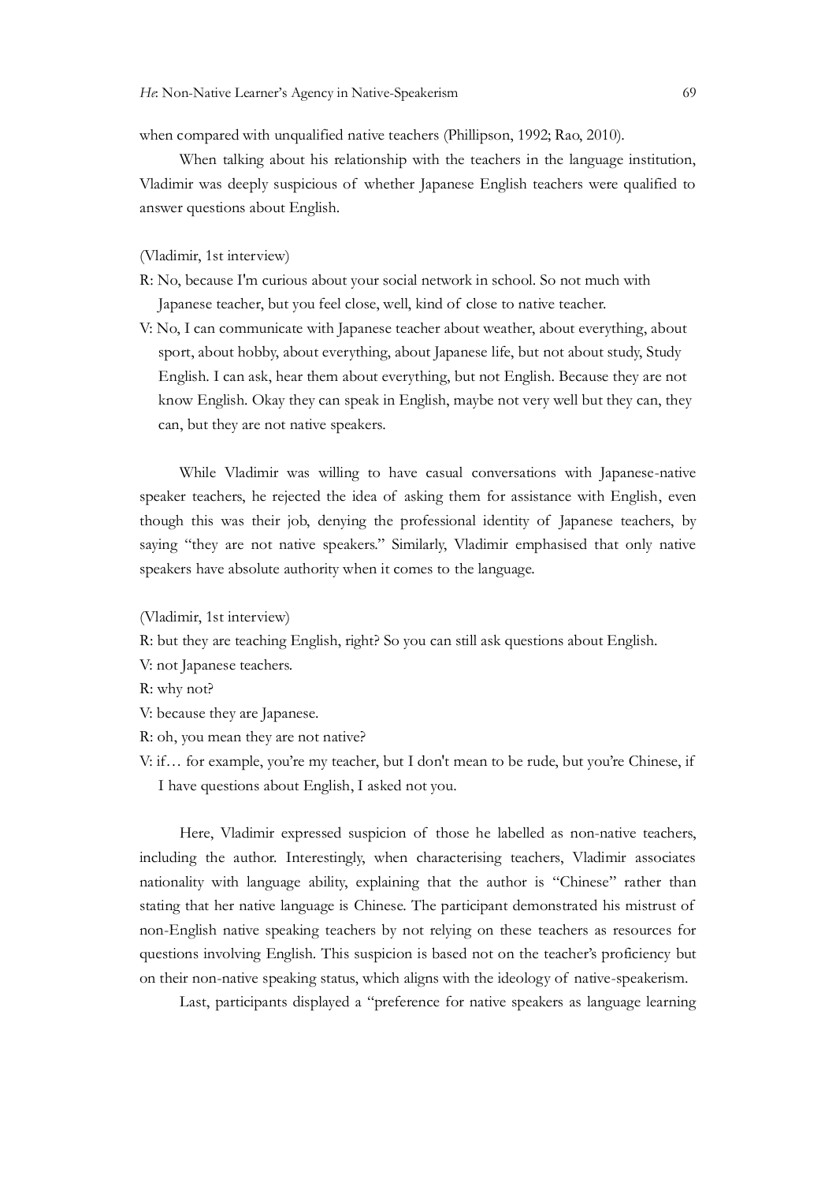when compared with unqualified native teachers (Phillipson, 1992; Rao, 2010).

When talking about his relationship with the teachers in the language institution, Vladimir was deeply suspicious of whether Japanese English teachers were qualified to answer questions about English.

(Vladimir, 1st interview)

R: No, because I'm curious about your social network in school. So not much with Japanese teacher, but you feel close, well, kind of close to native teacher.

V: No, I can communicate with Japanese teacher about weather, about everything, about sport, about hobby, about everything, about Japanese life, but not about study, Study English. I can ask, hear them about everything, but not English. Because they are not know English. Okay they can speak in English, maybe not very well but they can, they can, but they are not native speakers.

While Vladimir was willing to have casual conversations with Japanese-native speaker teachers, he rejected the idea of asking them for assistance with English, even though this was their job, denying the professional identity of Japanese teachers, by saying "they are not native speakers." Similarly, Vladimir emphasised that only native speakers have absolute authority when it comes to the language.

(Vladimir, 1st interview)

R: but they are teaching English, right? So you can still ask questions about English.

V: not Japanese teachers.

R: why not?

V: because they are Japanese.

R: oh, you mean they are not native?

V: if… for example, you're my teacher, but I don't mean to be rude, but you're Chinese, if I have questions about English, I asked not you.

Here, Vladimir expressed suspicion of those he labelled as non-native teachers, including the author. Interestingly, when characterising teachers, Vladimir associates nationality with language ability, explaining that the author is "Chinese" rather than stating that her native language is Chinese. The participant demonstrated his mistrust of non-English native speaking teachers by not relying on these teachers as resources for questions involving English. This suspicion is based not on the teacher's proficiency but on their non-native speaking status, which aligns with the ideology of native-speakerism.

Last, participants displayed a "preference for native speakers as language learning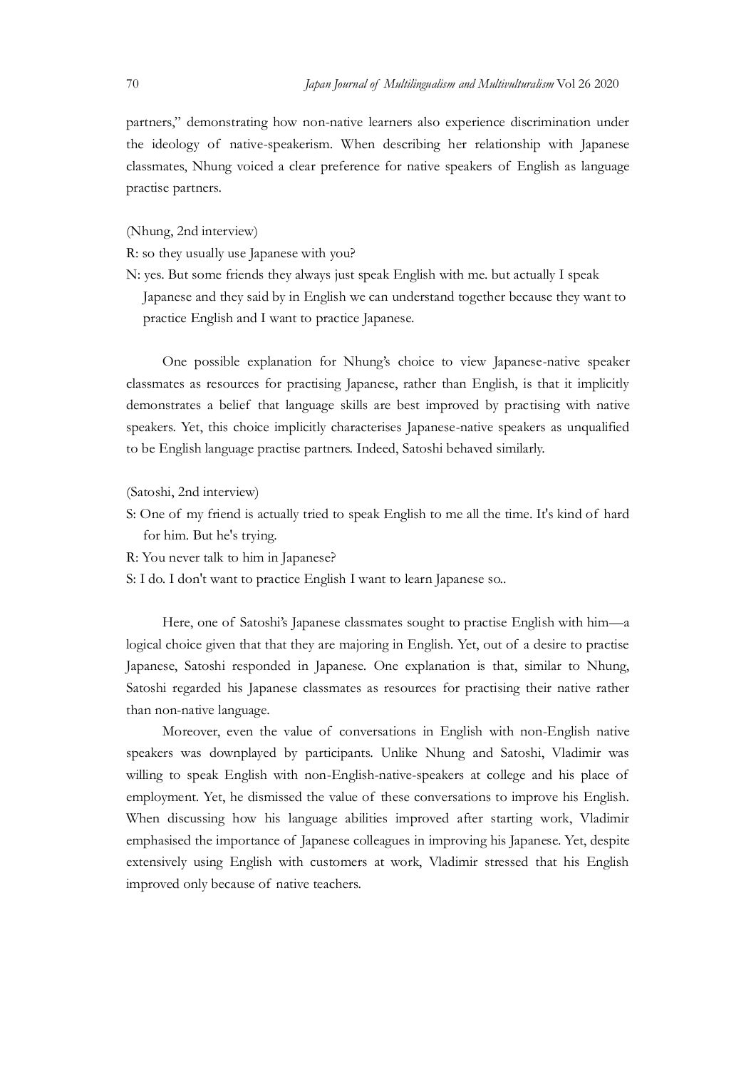partners," demonstrating how non-native learners also experience discrimination under the ideology of native-speakerism. When describing her relationship with Japanese classmates, Nhung voiced a clear preference for native speakers of English as language practise partners.

(Nhung, 2nd interview)

R: so they usually use Japanese with you?

N: yes. But some friends they always just speak English with me. but actually I speak Japanese and they said by in English we can understand together because they want to practice English and I want to practice Japanese.

One possible explanation for Nhung's choice to view Japanese-native speaker classmates as resources for practising Japanese, rather than English, is that it implicitly demonstrates a belief that language skills are best improved by practising with native speakers. Yet, this choice implicitly characterises Japanese-native speakers as unqualified to be English language practise partners. Indeed, Satoshi behaved similarly.

(Satoshi, 2nd interview)

S: One of my friend is actually tried to speak English to me all the time. It's kind of hard for him. But he's trying.

R: You never talk to him in Japanese?

S: I do. I don't want to practice English I want to learn Japanese so..

Here, one of Satoshi's Japanese classmates sought to practise English with him—a logical choice given that that they are majoring in English. Yet, out of a desire to practise Japanese, Satoshi responded in Japanese. One explanation is that, similar to Nhung, Satoshi regarded his Japanese classmates as resources for practising their native rather than non-native language.

Moreover, even the value of conversations in English with non-English native speakers was downplayed by participants. Unlike Nhung and Satoshi, Vladimir was willing to speak English with non-English-native-speakers at college and his place of employment. Yet, he dismissed the value of these conversations to improve his English. When discussing how his language abilities improved after starting work, Vladimir emphasised the importance of Japanese colleagues in improving his Japanese. Yet, despite extensively using English with customers at work, Vladimir stressed that his English improved only because of native teachers.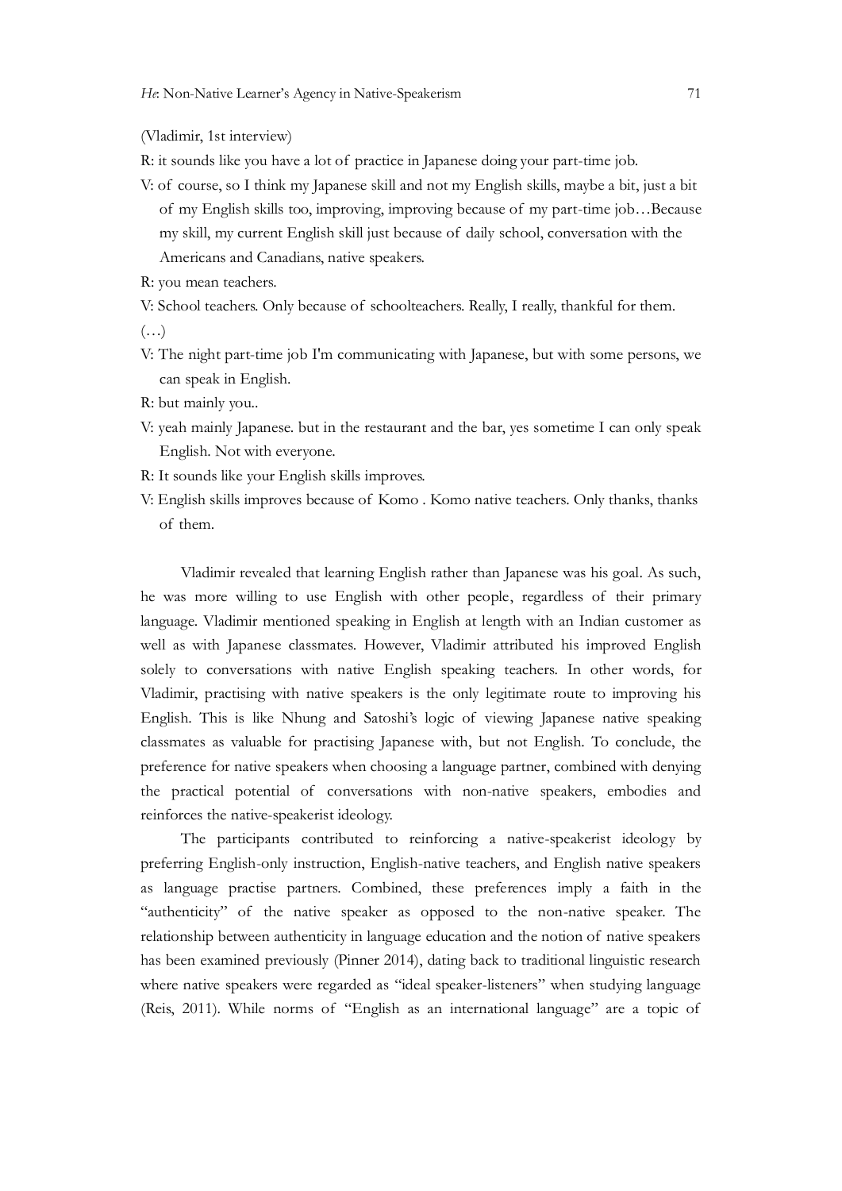(Vladimir, 1st interview)

R: it sounds like you have a lot of practice in Japanese doing your part-time job.

V: of course, so I think my Japanese skill and not my English skills, maybe a bit, just a bit of my English skills too, improving, improving because of my part-time job…Because my skill, my current English skill just because of daily school, conversation with the Americans and Canadians, native speakers.

R: you mean teachers.

V: School teachers. Only because of schoolteachers. Really, I really, thankful for them.

(…)

V: The night part-time job I'm communicating with Japanese, but with some persons, we can speak in English.

R: but mainly you..

V: yeah mainly Japanese. but in the restaurant and the bar, yes sometime I can only speak English. Not with everyone.

R: It sounds like your English skills improves.

V: English skills improves because of Komo . Komo native teachers. Only thanks, thanks of them.

Vladimir revealed that learning English rather than Japanese was his goal. As such, he was more willing to use English with other people, regardless of their primary language. Vladimir mentioned speaking in English at length with an Indian customer as well as with Japanese classmates. However, Vladimir attributed his improved English solely to conversations with native English speaking teachers. In other words, for Vladimir, practising with native speakers is the only legitimate route to improving his English. This is like Nhung and Satoshi's logic of viewing Japanese native speaking classmates as valuable for practising Japanese with, but not English. To conclude, the preference for native speakers when choosing a language partner, combined with denying the practical potential of conversations with non-native speakers, embodies and reinforces the native-speakerist ideology.

The participants contributed to reinforcing a native-speakerist ideology by preferring English-only instruction, English-native teachers, and English native speakers as language practise partners. Combined, these preferences imply a faith in the "authenticity" of the native speaker as opposed to the non-native speaker. The relationship between authenticity in language education and the notion of native speakers has been examined previously (Pinner 2014), dating back to traditional linguistic research where native speakers were regarded as "ideal speaker-listeners" when studying language (Reis, 2011). While norms of "English as an international language" are a topic of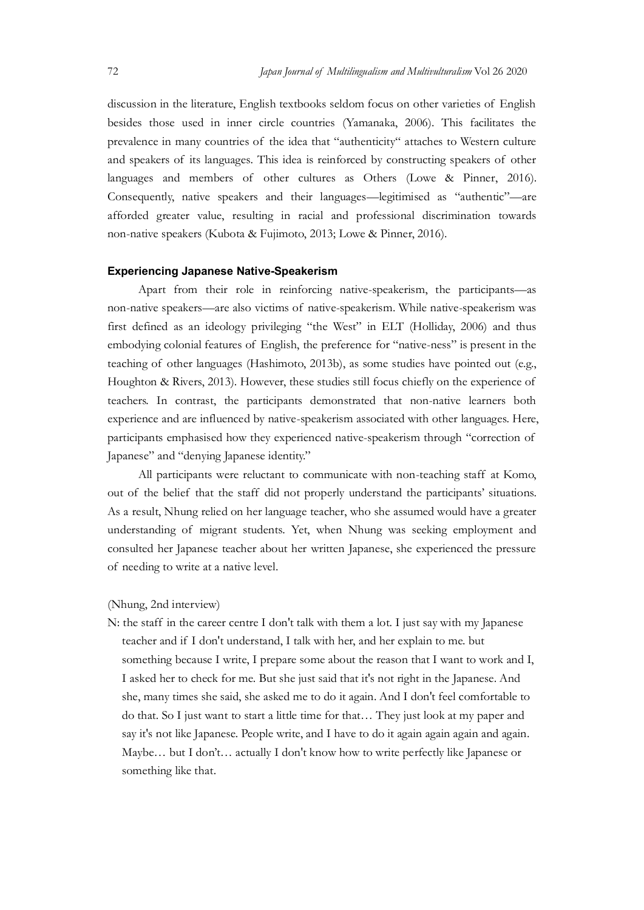discussion in the literature, English textbooks seldom focus on other varieties of English besides those used in inner circle countries (Yamanaka, 2006). This facilitates the prevalence in many countries of the idea that "authenticity" attaches to Western culture and speakers of its languages. This idea is reinforced by constructing speakers of other languages and members of other cultures as Others (Lowe & Pinner, 2016). Consequently, native speakers and their languages—legitimised as "authentic"—are afforded greater value, resulting in racial and professional discrimination towards non-native speakers (Kubota & Fujimoto, 2013; Lowe & Pinner, 2016).

### Experiencing Japanese Native-Speakerism

Apart from their role in reinforcing native-speakerism, the participants—as non-native speakers—are also victims of native-speakerism. While native-speakerism was first defined as an ideology privileging "the West" in ELT (Holliday, 2006) and thus embodying colonial features of English, the preference for "native-ness" is present in the teaching of other languages (Hashimoto, 2013b), as some studies have pointed out (e.g., Houghton & Rivers, 2013). However, these studies still focus chiefly on the experience of teachers. In contrast, the participants demonstrated that non-native learners both experience and are influenced by native-speakerism associated with other languages. Here, participants emphasised how they experienced native-speakerism through "correction of Japanese" and "denying Japanese identity."

All participants were reluctant to communicate with non-teaching staff at Komo, out of the belief that the staff did not properly understand the participants' situations. As a result, Nhung relied on her language teacher, who she assumed would have a greater understanding of migrant students. Yet, when Nhung was seeking employment and consulted her Japanese teacher about her written Japanese, she experienced the pressure of needing to write at a native level.

(Nhung, 2nd interview)

N: the staff in the career centre I don't talk with them a lot. I just say with my Japanese teacher and if I don't understand, I talk with her, and her explain to me. but something because I write, I prepare some about the reason that I want to work and I, I asked her to check for me. But she just said that it's not right in the Japanese. And she, many times she said, she asked me to do it again. And I don't feel comfortable to do that. So I just want to start a little time for that… They just look at my paper and say it's not like Japanese. People write, and I have to do it again again again and again. Maybe… but I don't… actually I don't know how to write perfectly like Japanese or something like that.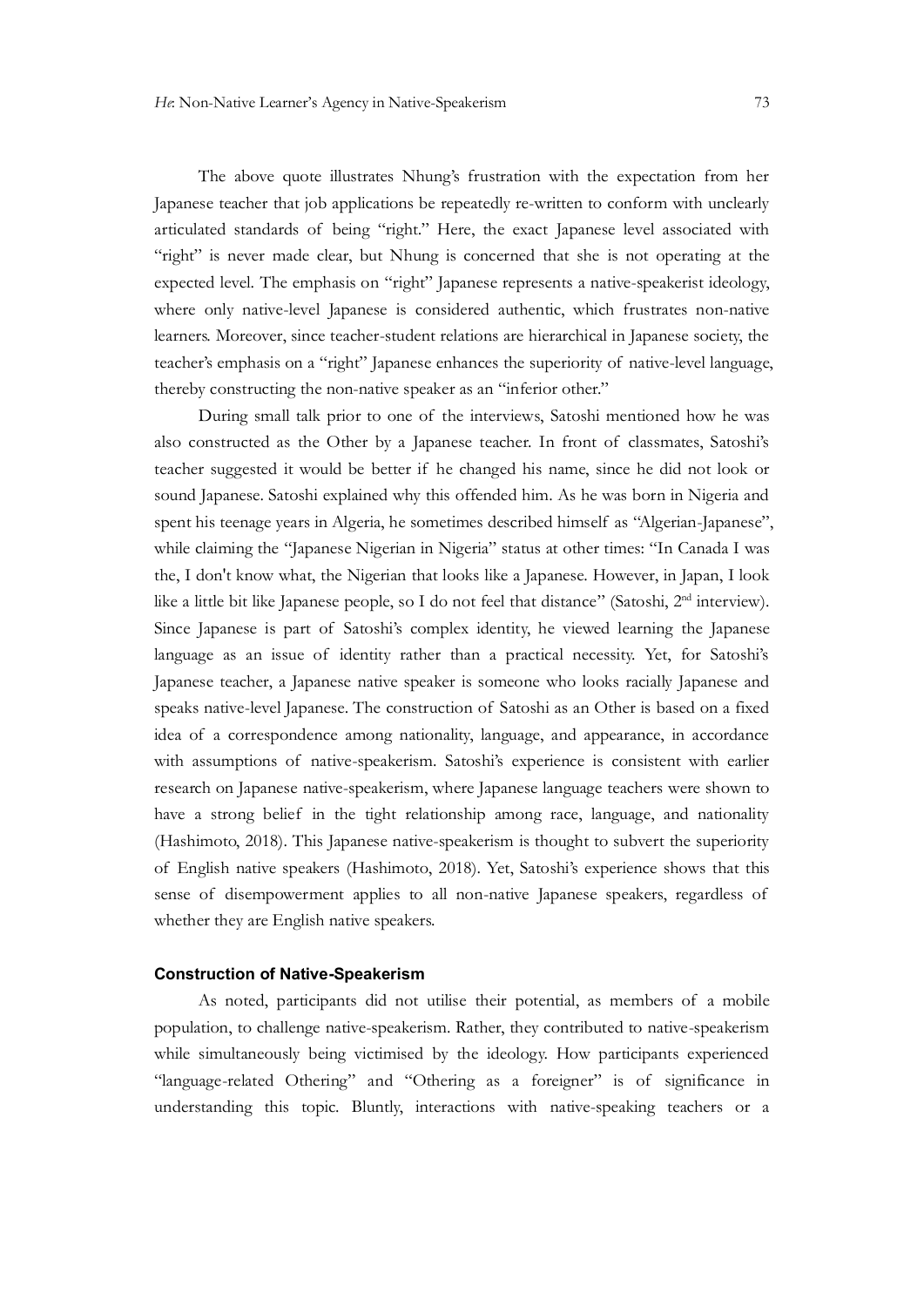The above quote illustrates Nhung's frustration with the expectation from her Japanese teacher that job applications be repeatedly re-written to conform with unclearly articulated standards of being "right." Here, the exact Japanese level associated with "right" is never made clear, but Nhung is concerned that she is not operating at the expected level. The emphasis on "right" Japanese represents a native-speakerist ideology, where only native-level Japanese is considered authentic, which frustrates non-native learners. Moreover, since teacher-student relations are hierarchical in Japanese society, the teacher's emphasis on a "right" Japanese enhances the superiority of native-level language, thereby constructing the non-native speaker as an "inferior other."

During small talk prior to one of the interviews, Satoshi mentioned how he was also constructed as the Other by a Japanese teacher. In front of classmates, Satoshi's teacher suggested it would be better if he changed his name, since he did not look or sound Japanese. Satoshi explained why this offended him. As he was born in Nigeria and spent his teenage years in Algeria, he sometimes described himself as "Algerian-Japanese", while claiming the "Japanese Nigerian in Nigeria" status at other times: "In Canada I was the, I don't know what, the Nigerian that looks like a Japanese. However, in Japan, I look like a little bit like Japanese people, so I do not feel that distance" (Satoshi, 2nd interview). Since Japanese is part of Satoshi's complex identity, he viewed learning the Japanese language as an issue of identity rather than a practical necessity. Yet, for Satoshi's Japanese teacher, a Japanese native speaker is someone who looks racially Japanese and speaks native-level Japanese. The construction of Satoshi as an Other is based on a fixed idea of a correspondence among nationality, language, and appearance, in accordance with assumptions of native-speakerism. Satoshi's experience is consistent with earlier research on Japanese native-speakerism, where Japanese language teachers were shown to have a strong belief in the tight relationship among race, language, and nationality (Hashimoto, 2018). This Japanese native-speakerism is thought to subvert the superiority of English native speakers (Hashimoto, 2018). Yet, Satoshi's experience shows that this sense of disempowerment applies to all non-native Japanese speakers, regardless of whether they are English native speakers.

### Construction of Native-Speakerism

As noted, participants did not utilise their potential, as members of a mobile population, to challenge native-speakerism. Rather, they contributed to native-speakerism while simultaneously being victimised by the ideology. How participants experienced "language-related Othering" and "Othering as a foreigner" is of significance in understanding this topic. Bluntly, interactions with native-speaking teachers or a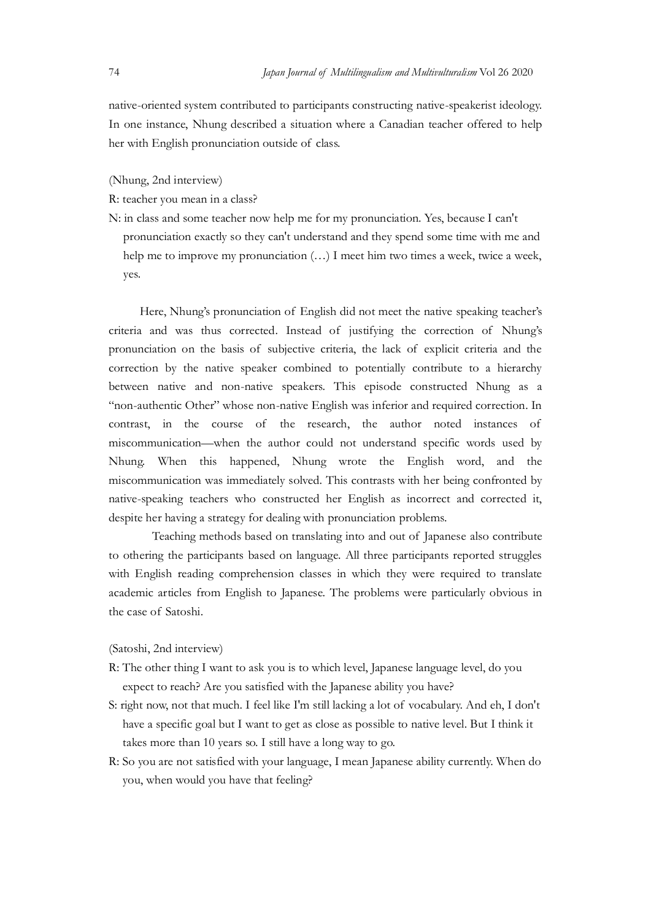native-oriented system contributed to participants constructing native-speakerist ideology. In one instance, Nhung described a situation where a Canadian teacher offered to help her with English pronunciation outside of class.

(Nhung, 2nd interview)

R: teacher you mean in a class?

N: in class and some teacher now help me for my pronunciation. Yes, because I can't pronunciation exactly so they can't understand and they spend some time with me and help me to improve my pronunciation (…) I meet him two times a week, twice a week, yes.

Here, Nhung's pronunciation of English did not meet the native speaking teacher's criteria and was thus corrected. Instead of justifying the correction of Nhung's pronunciation on the basis of subjective criteria, the lack of explicit criteria and the correction by the native speaker combined to potentially contribute to a hierarchy between native and non-native speakers. This episode constructed Nhung as a "non-authentic Other" whose non-native English was inferior and required correction. In contrast, in the course of the research, the author noted instances of miscommunication—when the author could not understand specific words used by Nhung. When this happened, Nhung wrote the English word, and the miscommunication was immediately solved. This contrasts with her being confronted by native-speaking teachers who constructed her English as incorrect and corrected it, despite her having a strategy for dealing with pronunciation problems.

Teaching methods based on translating into and out of Japanese also contribute to othering the participants based on language. All three participants reported struggles with English reading comprehension classes in which they were required to translate academic articles from English to Japanese. The problems were particularly obvious in the case of Satoshi.

(Satoshi, 2nd interview)

R: The other thing I want to ask you is to which level, Japanese language level, do you expect to reach? Are you satisfied with the Japanese ability you have?

S: right now, not that much. I feel like I'm still lacking a lot of vocabulary. And eh, I don't have a specific goal but I want to get as close as possible to native level. But I think it takes more than 10 years so. I still have a long way to go.

R: So you are not satisfied with your language, I mean Japanese ability currently. When do you, when would you have that feeling?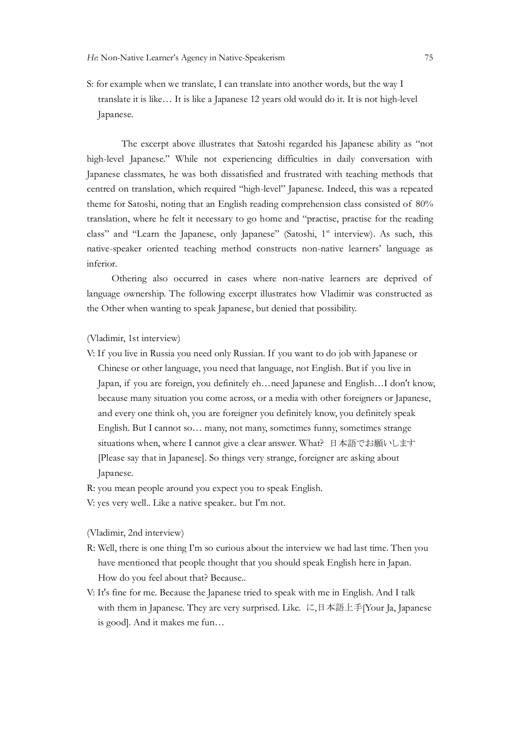S: for example when we translate, I can translate into another words, but the way I translate it is like… It is like a Japanese 12 years old would do it. It is not high-level Japanese.

The excerpt above illustrates that Satoshi regarded his Japanese ability as "not high-level Japanese." While not experiencing difficulties in daily conversation with Japanese classmates, he was both dissatisfied and frustrated with teaching methods that centred on translation, which required "high-level" Japanese. Indeed, this was a repeated theme for Satoshi, noting that an English reading comprehension class consisted of 80% translation, where he felt it necessary to go home and "practise, practise for the reading class" and "Learn the Japanese, only Japanese" (Satoshi, 1st interview). As such, this native-speaker oriented teaching method constructs non-native learners' language as inferior.

Othering also occurred in cases where non-native learners are deprived of language ownership. The following excerpt illustrates how Vladimir was constructed as the Other when wanting to speak Japanese, but denied that possibility.

(Vladimir, 1st interview)

V: If you live in Russia you need only Russian. If you want to do job with Japanese or Chinese or other language, you need that language, not English. But if you live in Japan, if you are foreign, you definitely eh…need Japanese and English…I don't know, because many situation you come across, or a media with other foreigners or Japanese, and every one think oh, you are foreigner you definitely know, you definitely speak English. But I cannot so… many, not many, sometimes funny, sometimes strange situations when, where I cannot give a clear answer. What? 日本語でお願いします [Please say that in Japanese]. So things very strange, foreigner are asking about Japanese.

R: you mean people around you expect you to speak English.

V: yes very well.. Like a native speaker.. but I'm not.

(Vladimir, 2nd interview)

R: Well, there is one thing I'm so curious about the interview we had last time. Then you have mentioned that people thought that you should speak English here in Japan. How do you feel about that? Because..

V: It's fine for me. Because the Japanese tried to speak with me in English. And I talk with them in Japanese. They are very surprised. Like. に,日本語上手[Your Ja, Japanese is good]. And it makes me fun…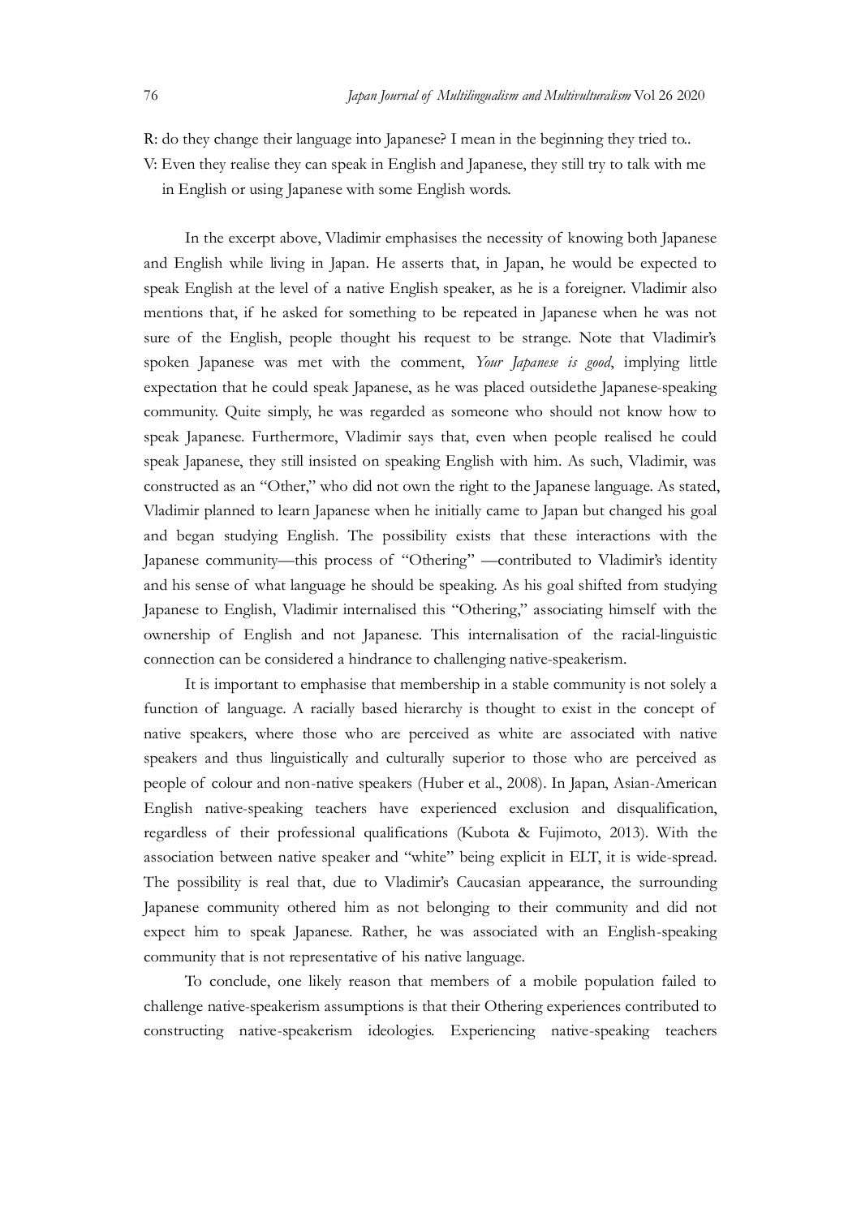R: do they change their language into Japanese? I mean in the beginning they tried to..

V: Even they realise they can speak in English and Japanese, they still try to talk with me in English or using Japanese with some English words.

In the excerpt above, Vladimir emphasises the necessity of knowing both Japanese and English while living in Japan. He asserts that, in Japan, he would be expected to speak English at the level of a native English speaker, as he is a foreigner. Vladimir also mentions that, if he asked for something to be repeated in Japanese when he was not sure of the English, people thought his request to be strange. Note that Vladimir's spoken Japanese was met with the comment, *Your Japanese is good*, implying little expectation that he could speak Japanese, as he was placed outsidethe Japanese-speaking community. Quite simply, he was regarded as someone who should not know how to speak Japanese. Furthermore, Vladimir says that, even when people realised he could speak Japanese, they still insisted on speaking English with him. As such, Vladimir, was constructed as an "Other," who did not own the right to the Japanese language. As stated, Vladimir planned to learn Japanese when he initially came to Japan but changed his goal and began studying English. The possibility exists that these interactions with the Japanese community—this process of "Othering" —contributed to Vladimir's identity and his sense of what language he should be speaking. As his goal shifted from studying Japanese to English, Vladimir internalised this "Othering," associating himself with the ownership of English and not Japanese. This internalisation of the racial-linguistic connection can be considered a hindrance to challenging native-speakerism.

It is important to emphasise that membership in a stable community is not solely a function of language. A racially based hierarchy is thought to exist in the concept of native speakers, where those who are perceived as white are associated with native speakers and thus linguistically and culturally superior to those who are perceived as people of colour and non-native speakers (Huber et al., 2008). In Japan, Asian-American English native-speaking teachers have experienced exclusion and disqualification, regardless of their professional qualifications (Kubota & Fujimoto, 2013). With the association between native speaker and "white" being explicit in ELT, it is wide-spread. The possibility is real that, due to Vladimir's Caucasian appearance, the surrounding Japanese community othered him as not belonging to their community and did not expect him to speak Japanese. Rather, he was associated with an English-speaking community that is not representative of his native language.

To conclude, one likely reason that members of a mobile population failed to challenge native-speakerism assumptions is that their Othering experiences contributed to constructing native-speakerism ideologies. Experiencing native-speaking teachers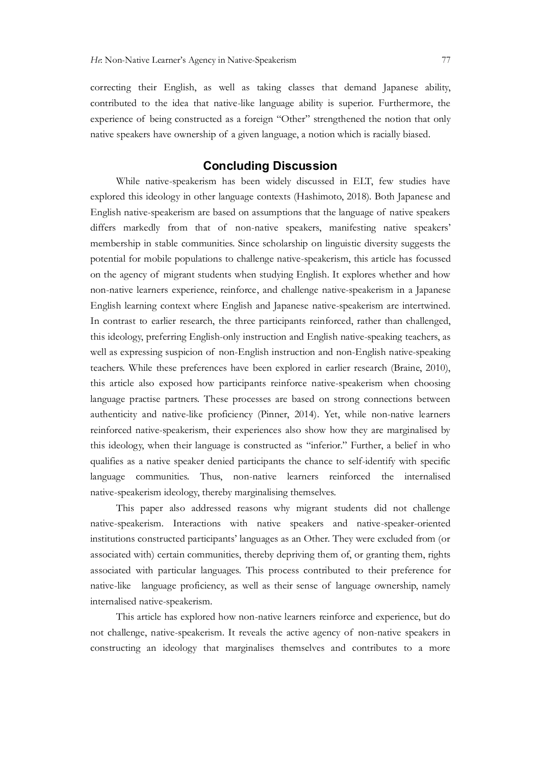correcting their English, as well as taking classes that demand Japanese ability, contributed to the idea that native-like language ability is superior. Furthermore, the experience of being constructed as a foreign "Other" strengthened the notion that only native speakers have ownership of a given language, a notion which is racially biased.

## Concluding Discussion

While native-speakerism has been widely discussed in ELT, few studies have explored this ideology in other language contexts (Hashimoto, 2018). Both Japanese and English native-speakerism are based on assumptions that the language of native speakers differs markedly from that of non-native speakers, manifesting native speakers' membership in stable communities. Since scholarship on linguistic diversity suggests the potential for mobile populations to challenge native-speakerism, this article has focussed on the agency of migrant students when studying English. It explores whether and how non-native learners experience, reinforce, and challenge native-speakerism in a Japanese English learning context where English and Japanese native-speakerism are intertwined. In contrast to earlier research, the three participants reinforced, rather than challenged, this ideology, preferring English-only instruction and English native-speaking teachers, as well as expressing suspicion of non-English instruction and non-English native-speaking teachers. While these preferences have been explored in earlier research (Braine, 2010), this article also exposed how participants reinforce native-speakerism when choosing language practise partners. These processes are based on strong connections between authenticity and native-like proficiency (Pinner, 2014). Yet, while non-native learners reinforced native-speakerism, their experiences also show how they are marginalised by this ideology, when their language is constructed as "inferior." Further, a belief in who qualifies as a native speaker denied participants the chance to self-identify with specific language communities. Thus, non-native learners reinforced the internalised native-speakerism ideology, thereby marginalising themselves.

This paper also addressed reasons why migrant students did not challenge native-speakerism. Interactions with native speakers and native-speaker-oriented institutions constructed participants' languages as an Other. They were excluded from (or associated with) certain communities, thereby depriving them of, or granting them, rights associated with particular languages. This process contributed to their preference for native-like language proficiency, as well as their sense of language ownership, namely internalised native-speakerism.

This article has explored how non-native learners reinforce and experience, but do not challenge, native-speakerism. It reveals the active agency of non-native speakers in constructing an ideology that marginalises themselves and contributes to a more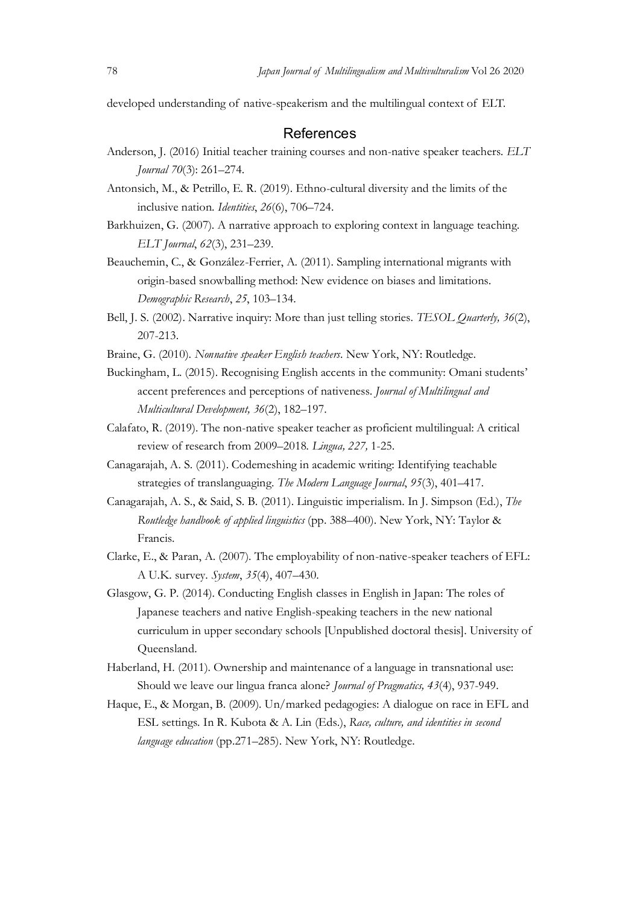developed understanding of native-speakerism and the multilingual context of ELT.

## References

Anderson, J. (2016) Initial teacher training courses and non-native speaker teachers. *ELT Journal 70*(3): 261–274.

Antonsich, M., & Petrillo, E. R. (2019). Ethno-cultural diversity and the limits of the inclusive nation. *Identities*, *26*(6), 706–724.

Barkhuizen, G. (2007). A narrative approach to exploring context in language teaching. *ELT Journal*, *62*(3), 231–239.

Beauchemin, C., & González-Ferrier, A. (2011). Sampling international migrants with origin-based snowballing method: New evidence on biases and limitations. *Demographic Research*, *25*, 103–134.

Bell, J. S. (2002). Narrative inquiry: More than just telling stories. *TESOL Quarterly, 36*(2), 207-213.

Braine, G. (2010). *Nonnative speaker English teachers*. New York, NY: Routledge.

Buckingham, L. (2015). Recognising English accents in the community: Omani students' accent preferences and perceptions of nativeness. *Journal of Multilingual and Multicultural Development, 36*(2), 182–197.

Calafato, R. (2019). The non-native speaker teacher as proficient multilingual: A critical review of research from 2009–2018. *Lingua, 227,* 1-25.

Canagarajah, A. S. (2011). Codemeshing in academic writing: Identifying teachable strategies of translanguaging. *The Modern Language Journal*, *95*(3), 401–417.

Canagarajah, A. S., & Said, S. B. (2011). Linguistic imperialism. In J. Simpson (Ed.), *The Routledge handbook of applied linguistics* (pp. 388–400). New York, NY: Taylor & Francis.

Clarke, E., & Paran, A. (2007). The employability of non-native-speaker teachers of EFL: A U.K. survey. *System*, *35*(4), 407–430.

Glasgow, G. P. (2014). Conducting English classes in English in Japan: The roles of Japanese teachers and native English-speaking teachers in the new national curriculum in upper secondary schools [Unpublished doctoral thesis]. University of Queensland.

Haberland, H. (2011). Ownership and maintenance of a language in transnational use: Should we leave our lingua franca alone? *Journal of Pragmatics, 43*(4), 937-949.

Haque, E., & Morgan, B. (2009). Un/marked pedagogies: A dialogue on race in EFL and ESL settings. In R. Kubota & A. Lin (Eds.), *Race, culture, and identities in second language education* (pp.271–285). New York, NY: Routledge.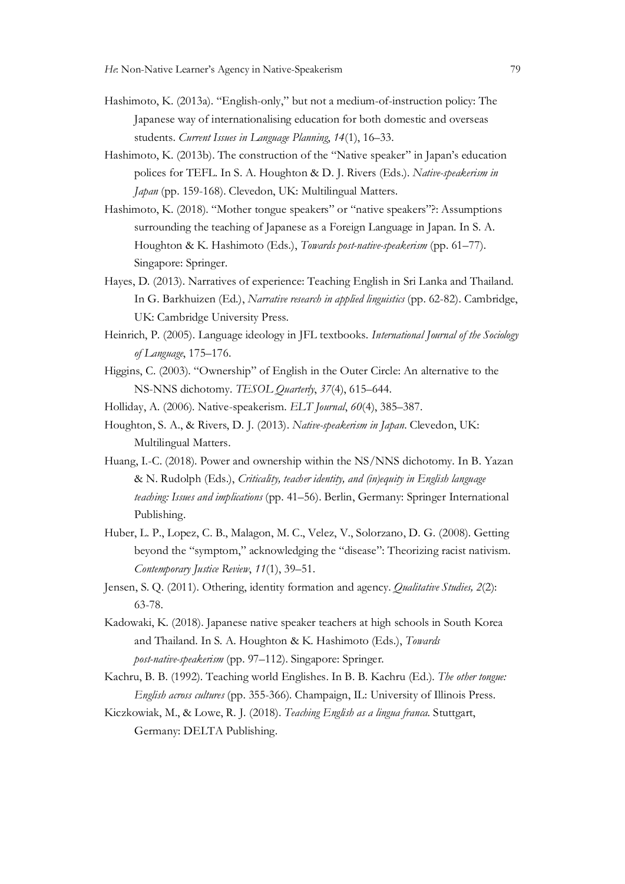Hashimoto, K. (2013a). "English-only," but not a medium-of-instruction policy: The Japanese way of internationalising education for both domestic and overseas students. *Current Issues in Language Planning*, *14*(1), 16–33.

Hashimoto, K. (2013b). The construction of the "Native speaker" in Japan's education polices for TEFL. In S. A. Houghton & D. J. Rivers (Eds.). *Native-speakerism in Japan* (pp. 159-168). Clevedon, UK: Multilingual Matters.

Hashimoto, K. (2018). "Mother tongue speakers" or "native speakers"?: Assumptions surrounding the teaching of Japanese as a Foreign Language in Japan. In S. A. Houghton & K. Hashimoto (Eds.), *Towards post-native-speakerism* (pp. 61–77). Singapore: Springer.

Hayes, D. (2013). Narratives of experience: Teaching English in Sri Lanka and Thailand. In G. Barkhuizen (Ed.), *Narrative research in applied linguistics* (pp. 62-82). Cambridge, UK: Cambridge University Press.

Heinrich, P. (2005). Language ideology in JFL textbooks. *International Journal of the Sociology of Language*, 175–176.

Higgins, C. (2003). "Ownership" of English in the Outer Circle: An alternative to the NS-NNS dichotomy. *TESOL Quarterly*, *37*(4), 615–644.

Holliday, A. (2006). Native-speakerism. *ELT Journal*, *60*(4), 385–387.

Houghton, S. A., & Rivers, D. J. (2013). *Native-speakerism in Japan*. Clevedon, UK: Multilingual Matters.

Huang, I.-C. (2018). Power and ownership within the NS/NNS dichotomy. In B. Yazan & N. Rudolph (Eds.), *Criticality, teacher identity, and (in)equity in English language teaching: Issues and implications* (pp. 41–56). Berlin, Germany: Springer International Publishing.

Huber, L. P., Lopez, C. B., Malagon, M. C., Velez, V., Solorzano, D. G. (2008). Getting beyond the "symptom," acknowledging the "disease": Theorizing racist nativism. *Contemporary Justice Review*, *11*(1), 39–51.

Jensen, S. Q. (2011). Othering, identity formation and agency. *Qualitative Studies, 2*(2): 63-78.

Kadowaki, K. (2018). Japanese native speaker teachers at high schools in South Korea and Thailand. In S. A. Houghton & K. Hashimoto (Eds.), *Towards post-native-speakerism* (pp. 97–112). Singapore: Springer.

Kachru, B. B. (1992). Teaching world Englishes. In B. B. Kachru (Ed.). *The other tongue: English across cultures* (pp. 355-366). Champaign, IL: University of Illinois Press.

Kiczkowiak, M., & Lowe, R. J. (2018). *Teaching English as a lingua franca*. Stuttgart, Germany: DELTA Publishing.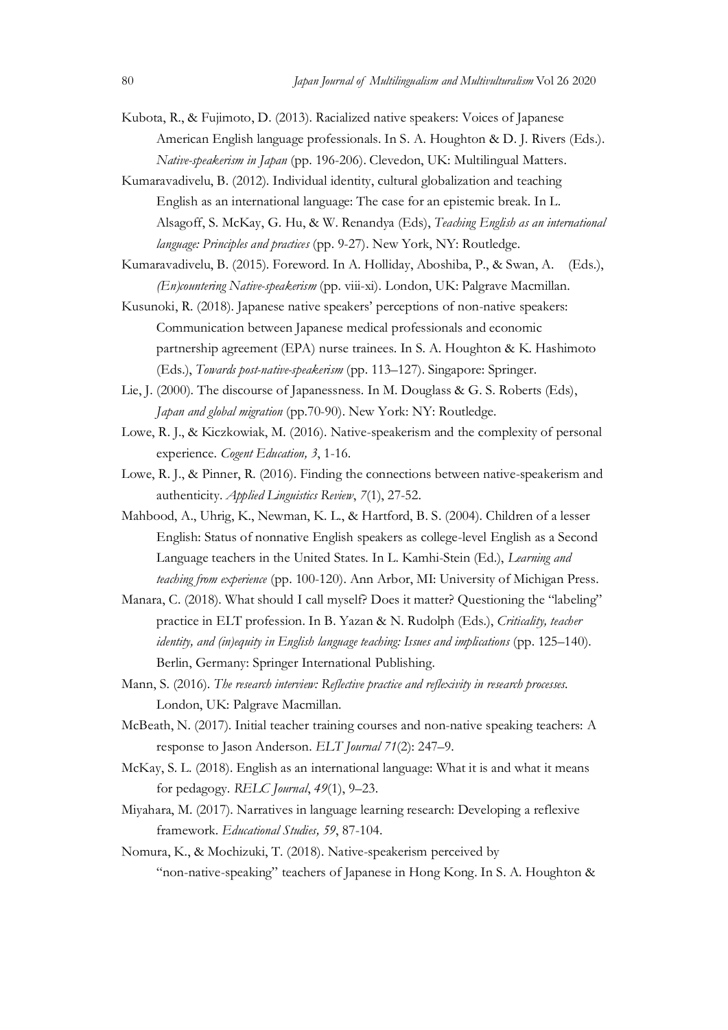Kubota, R., & Fujimoto, D. (2013). Racialized native speakers: Voices of Japanese American English language professionals. In S. A. Houghton & D. J. Rivers (Eds.). *Native-speakerism in Japan* (pp. 196-206). Clevedon, UK: Multilingual Matters.

Kumaravadivelu, B. (2012). Individual identity, cultural globalization and teaching English as an international language: The case for an epistemic break. In L. Alsagoff, S. McKay, G. Hu, & W. Renandya (Eds), *Teaching English as an international language: Principles and practices* (pp. 9-27). New York, NY: Routledge.

Kumaravadivelu, B. (2015). Foreword. In A. Holliday, Aboshiba, P., & Swan, A. (Eds.), *(En)countering Native-speakerism* (pp. viii-xi). London, UK: Palgrave Macmillan.

Kusunoki, R. (2018). Japanese native speakers' perceptions of non-native speakers: Communication between Japanese medical professionals and economic partnership agreement (EPA) nurse trainees. In S. A. Houghton & K. Hashimoto (Eds.), *Towards post-native-speakerism* (pp. 113–127). Singapore: Springer.

Lie, J. (2000). The discourse of Japanessness. In M. Douglass & G. S. Roberts (Eds), *Japan and global migration* (pp.70-90). New York: NY: Routledge.

Lowe, R. J., & Kiczkowiak, M. (2016). Native-speakerism and the complexity of personal experience. *Cogent Education, 3*, 1-16.

Lowe, R. J., & Pinner, R. (2016). Finding the connections between native-speakerism and authenticity. *Applied Linguistics Review*, *7*(1), 27-52.

Mahbood, A., Uhrig, K., Newman, K. L., & Hartford, B. S. (2004). Children of a lesser English: Status of nonnative English speakers as college-level English as a Second Language teachers in the United States. In L. Kamhi-Stein (Ed.), *Learning and teaching from experience* (pp. 100-120). Ann Arbor, MI: University of Michigan Press.

Manara, C. (2018). What should I call myself? Does it matter? Questioning the "labeling" practice in ELT profession. In B. Yazan & N. Rudolph (Eds.), *Criticality, teacher identity, and (in)equity in English language teaching: Issues and implications* (pp. 125–140). Berlin, Germany: Springer International Publishing.

Mann, S. (2016). *The research interview: Reflective practice and reflexivity in research processes.* London, UK: Palgrave Macmillan.

McBeath, N. (2017). Initial teacher training courses and non-native speaking teachers: A response to Jason Anderson. *ELT Journal 71*(2): 247–9.

McKay, S. L. (2018). English as an international language: What it is and what it means for pedagogy. *RELC Journal*, *49*(1), 9–23.

Miyahara, M. (2017). Narratives in language learning research: Developing a reflexive framework. *Educational Studies, 59*, 87-104.

Nomura, K., & Mochizuki, T. (2018). Native-speakerism perceived by "non-native-speaking" teachers of Japanese in Hong Kong. In S. A. Houghton &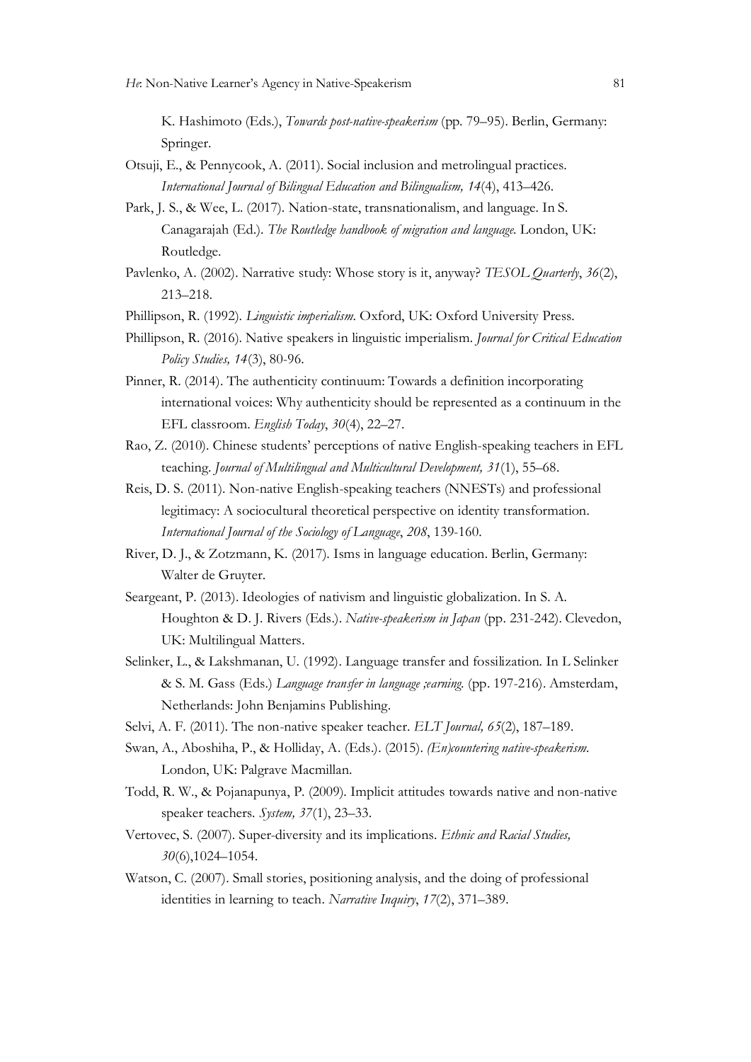K. Hashimoto (Eds.), *Towards post-native-speakerism* (pp. 79–95). Berlin, Germany: Springer.

Otsuji, E., & Pennycook, A. (2011). Social inclusion and metrolingual practices. *International Journal of Bilingual Education and Bilingualism, 14*(4), 413–426.

Park, J. S., & Wee, L. (2017). Nation-state, transnationalism, and language. In S. Canagarajah (Ed.). *The Routledge handbook of migration and language.* London, UK: Routledge.

Pavlenko, A. (2002). Narrative study: Whose story is it, anyway? *TESOL Quarterly*, *36*(2), 213–218.

Phillipson, R. (1992). *Linguistic imperialism.* Oxford, UK: Oxford University Press.

Phillipson, R. (2016). Native speakers in linguistic imperialism. *Journal for Critical Education Policy Studies, 14*(3), 80-96.

Pinner, R. (2014). The authenticity continuum: Towards a definition incorporating international voices: Why authenticity should be represented as a continuum in the EFL classroom. *English Today*, *30*(4), 22–27.

Rao, Z. (2010). Chinese students' perceptions of native English-speaking teachers in EFL teaching. *Journal of Multilingual and Multicultural Development, 31*(1), 55–68.

Reis, D. S. (2011). Non-native English-speaking teachers (NNESTs) and professional legitimacy: A sociocultural theoretical perspective on identity transformation. *International Journal of the Sociology of Language*, *208*, 139-160.

River, D. J., & Zotzmann, K. (2017). Isms in language education. Berlin, Germany: Walter de Gruyter.

Seargeant, P. (2013). Ideologies of nativism and linguistic globalization. In S. A. Houghton & D. J. Rivers (Eds.). *Native-speakerism in Japan* (pp. 231-242). Clevedon, UK: Multilingual Matters.

Selinker, L., & Lakshmanan, U. (1992). Language transfer and fossilization. In L Selinker & S. M. Gass (Eds.) *Language transfer in language ;earning.* (pp. 197-216). Amsterdam, Netherlands: John Benjamins Publishing.

Selvi, A. F. (2011). The non-native speaker teacher. *ELT Journal, 65*(2), 187–189.

Swan, A., Aboshiha, P., & Holliday, A. (Eds.). (2015). *(En)countering native-speakerism.* London, UK: Palgrave Macmillan.

Todd, R. W., & Pojanapunya, P. (2009). Implicit attitudes towards native and non-native speaker teachers. *System, 37*(1), 23–33.

Vertovec, S. (2007). Super-diversity and its implications. *Ethnic and Racial Studies, 30*(6),1024–1054.

Watson, C. (2007). Small stories, positioning analysis, and the doing of professional identities in learning to teach. *Narrative Inquiry*, *17*(2), 371–389.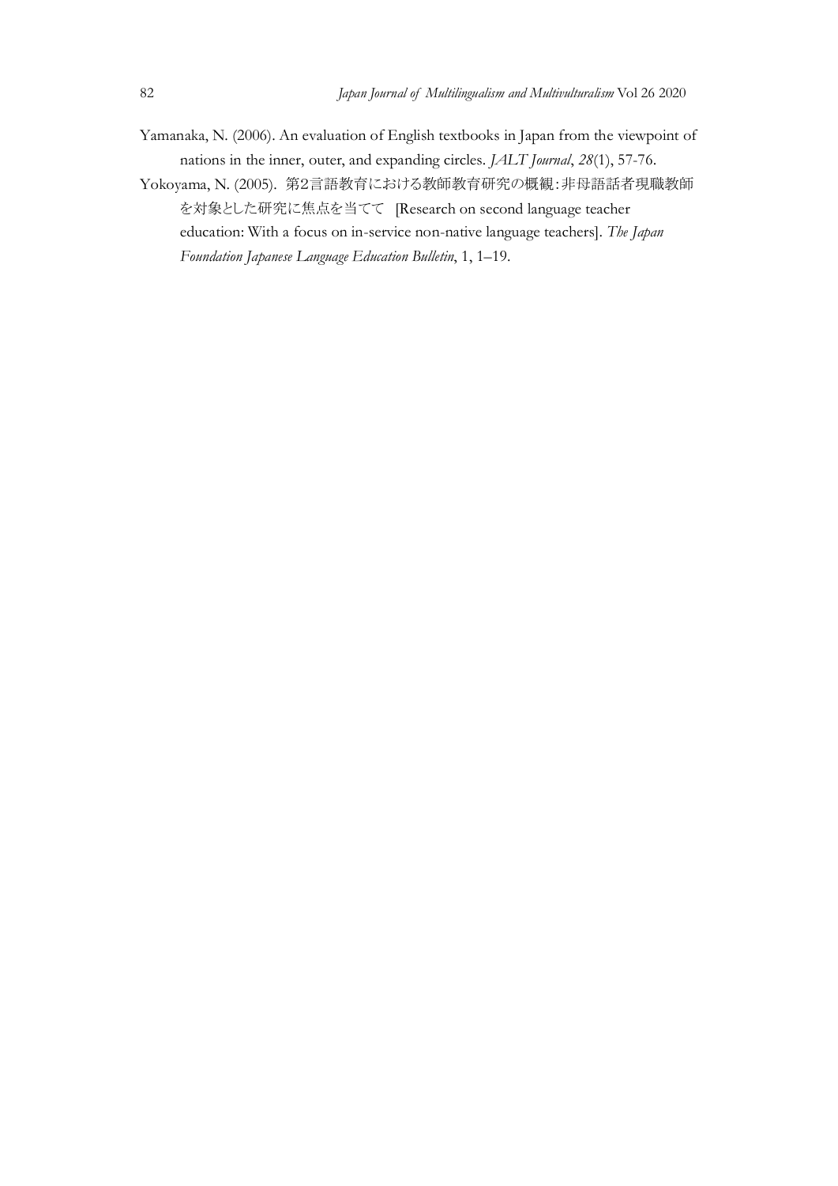Yamanaka, N. (2006). An evaluation of English textbooks in Japan from the viewpoint of nations in the inner, outer, and expanding circles. *JALT Journal*, *28*(1), 57-76.

Yokoyama, N. (2005). 第2言語教育における教師教育研究の概観：非母語話者現職教師を対象とした研究に焦点を当てて [Research on second language teacher education: With a focus on in-service non-native language teachers]. *The Japan Foundation Japanese Language Education Bulletin*, 1, 1–19.